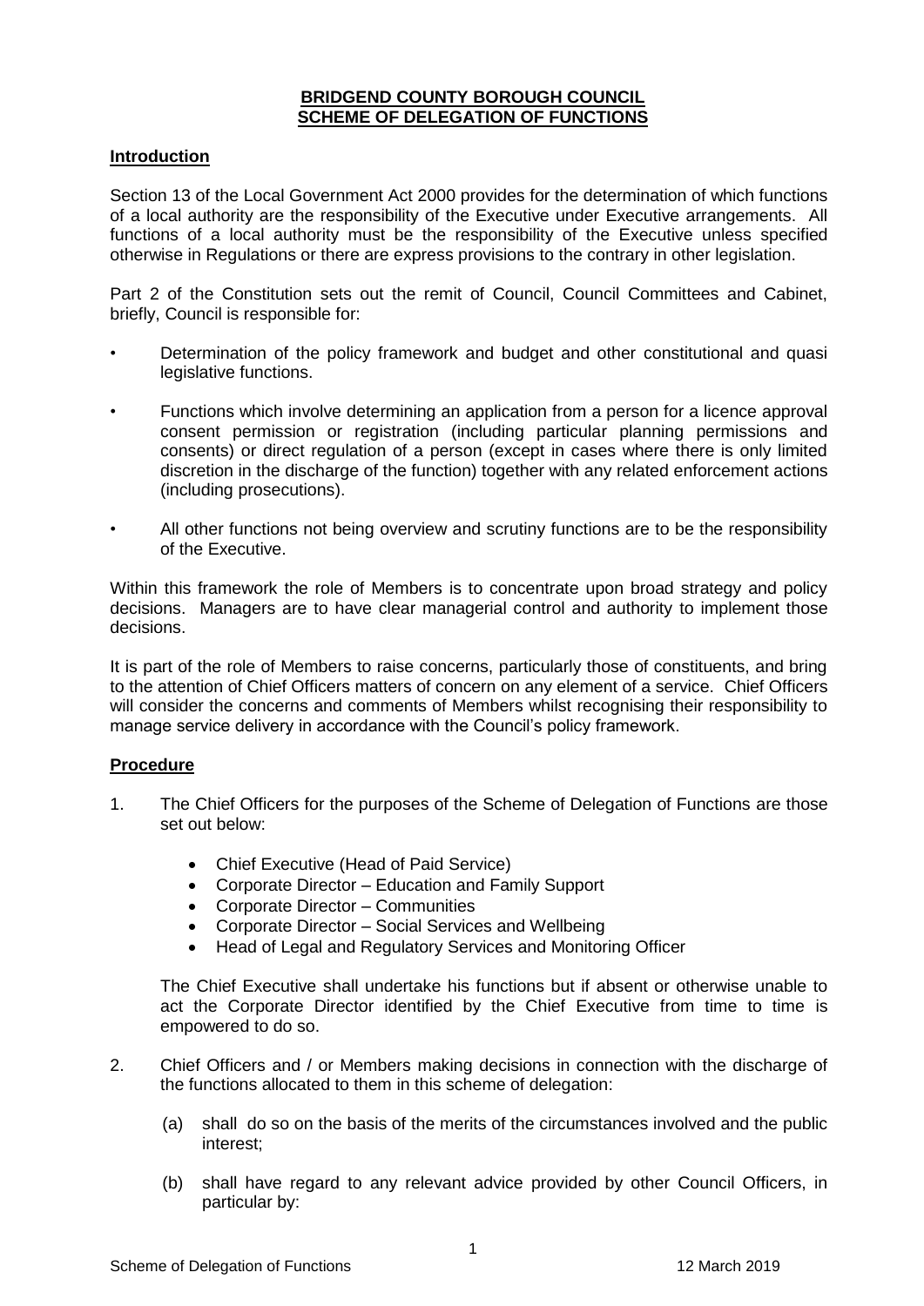# BRIDGEND COUNTY BOROUGH COUNCIL
# SCHEME OF DELEGATION OF FUNCTIONS

## Introduction

Section 13 of the Local Government Act 2000 provides for the determination of which functions of a local authority are the responsibility of the Executive under Executive arrangements. All functions of a local authority must be the responsibility of the Executive unless specified otherwise in Regulations or there are express provisions to the contrary in other legislation.

Part 2 of the Constitution sets out the remit of Council, Council Committees and Cabinet, briefly, Council is responsible for:

- Determination of the policy framework and budget and other constitutional and quasi legislative functions.
- Functions which involve determining an application from a person for a licence approval consent permission or registration (including particular planning permissions and consents) or direct regulation of a person (except in cases where there is only limited discretion in the discharge of the function) together with any related enforcement actions (including prosecutions).
- All other functions not being overview and scrutiny functions are to be the responsibility of the Executive.

Within this framework the role of Members is to concentrate upon broad strategy and policy decisions. Managers are to have clear managerial control and authority to implement those decisions.

It is part of the role of Members to raise concerns, particularly those of constituents, and bring to the attention of Chief Officers matters of concern on any element of a service. Chief Officers will consider the concerns and comments of Members whilst recognising their responsibility to manage service delivery in accordance with the Council's policy framework.

## Procedure

1. The Chief Officers for the purposes of the Scheme of Delegation of Functions are those set out below:

   - Chief Executive (Head of Paid Service)
   - Corporate Director – Education and Family Support
   - Corporate Director – Communities
   - Corporate Director – Social Services and Wellbeing
   - Head of Legal and Regulatory Services and Monitoring Officer

   The Chief Executive shall undertake his functions but if absent or otherwise unable to act the Corporate Director identified by the Chief Executive from time to time is empowered to do so.

2. Chief Officers and / or Members making decisions in connection with the discharge of the functions allocated to them in this scheme of delegation:

   (a) shall do so on the basis of the merits of the circumstances involved and the public interest;

   (b) shall have regard to any relevant advice provided by other Council Officers, in particular by: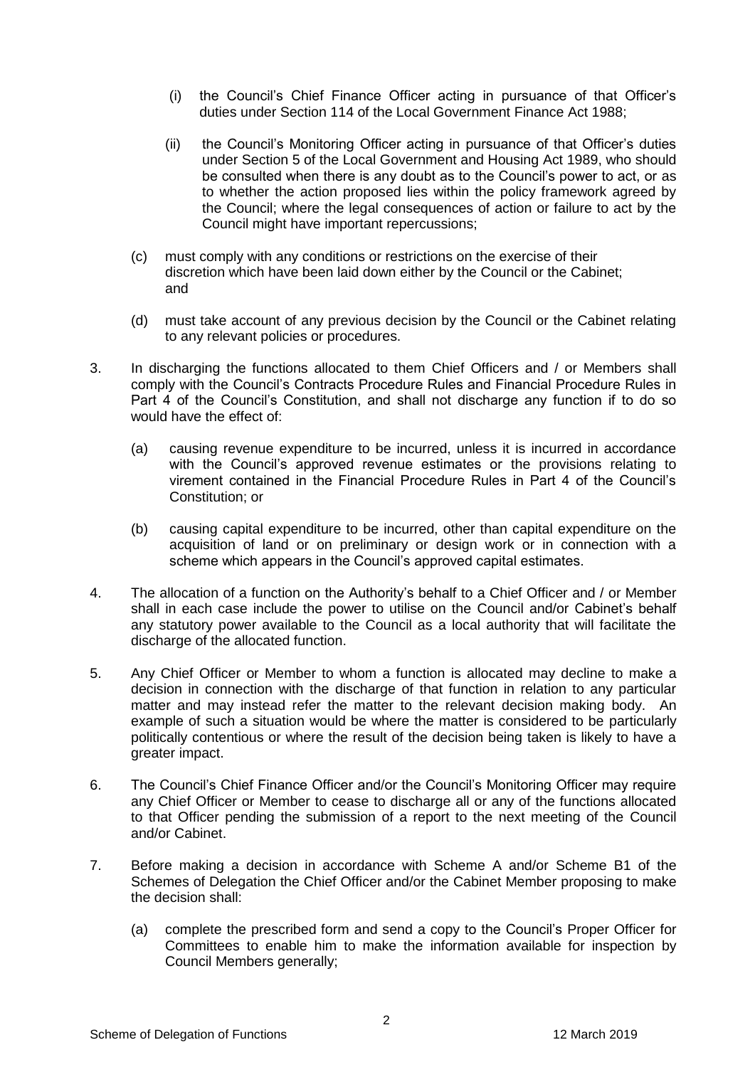(i) the Council's Chief Finance Officer acting in pursuance of that Officer's duties under Section 114 of the Local Government Finance Act 1988;

(ii) the Council's Monitoring Officer acting in pursuance of that Officer's duties under Section 5 of the Local Government and Housing Act 1989, who should be consulted when there is any doubt as to the Council's power to act, or as to whether the action proposed lies within the policy framework agreed by the Council; where the legal consequences of action or failure to act by the Council might have important repercussions;

(c) must comply with any conditions or restrictions on the exercise of their discretion which have been laid down either by the Council or the Cabinet; and

(d) must take account of any previous decision by the Council or the Cabinet relating to any relevant policies or procedures.

3. In discharging the functions allocated to them Chief Officers and / or Members shall comply with the Council's Contracts Procedure Rules and Financial Procedure Rules in Part 4 of the Council's Constitution, and shall not discharge any function if to do so would have the effect of:

   (a) causing revenue expenditure to be incurred, unless it is incurred in accordance with the Council's approved revenue estimates or the provisions relating to virement contained in the Financial Procedure Rules in Part 4 of the Council's Constitution; or

   (b) causing capital expenditure to be incurred, other than capital expenditure on the acquisition of land or on preliminary or design work or in connection with a scheme which appears in the Council's approved capital estimates.

4. The allocation of a function on the Authority's behalf to a Chief Officer and / or Member shall in each case include the power to utilise on the Council and/or Cabinet's behalf any statutory power available to the Council as a local authority that will facilitate the discharge of the allocated function.

5. Any Chief Officer or Member to whom a function is allocated may decline to make a decision in connection with the discharge of that function in relation to any particular matter and may instead refer the matter to the relevant decision making body. An example of such a situation would be where the matter is considered to be particularly politically contentious or where the result of the decision being taken is likely to have a greater impact.

6. The Council's Chief Finance Officer and/or the Council's Monitoring Officer may require any Chief Officer or Member to cease to discharge all or any of the functions allocated to that Officer pending the submission of a report to the next meeting of the Council and/or Cabinet.

7. Before making a decision in accordance with Scheme A and/or Scheme B1 of the Schemes of Delegation the Chief Officer and/or the Cabinet Member proposing to make the decision shall:

   (a) complete the prescribed form and send a copy to the Council's Proper Officer for Committees to enable him to make the information available for inspection by Council Members generally;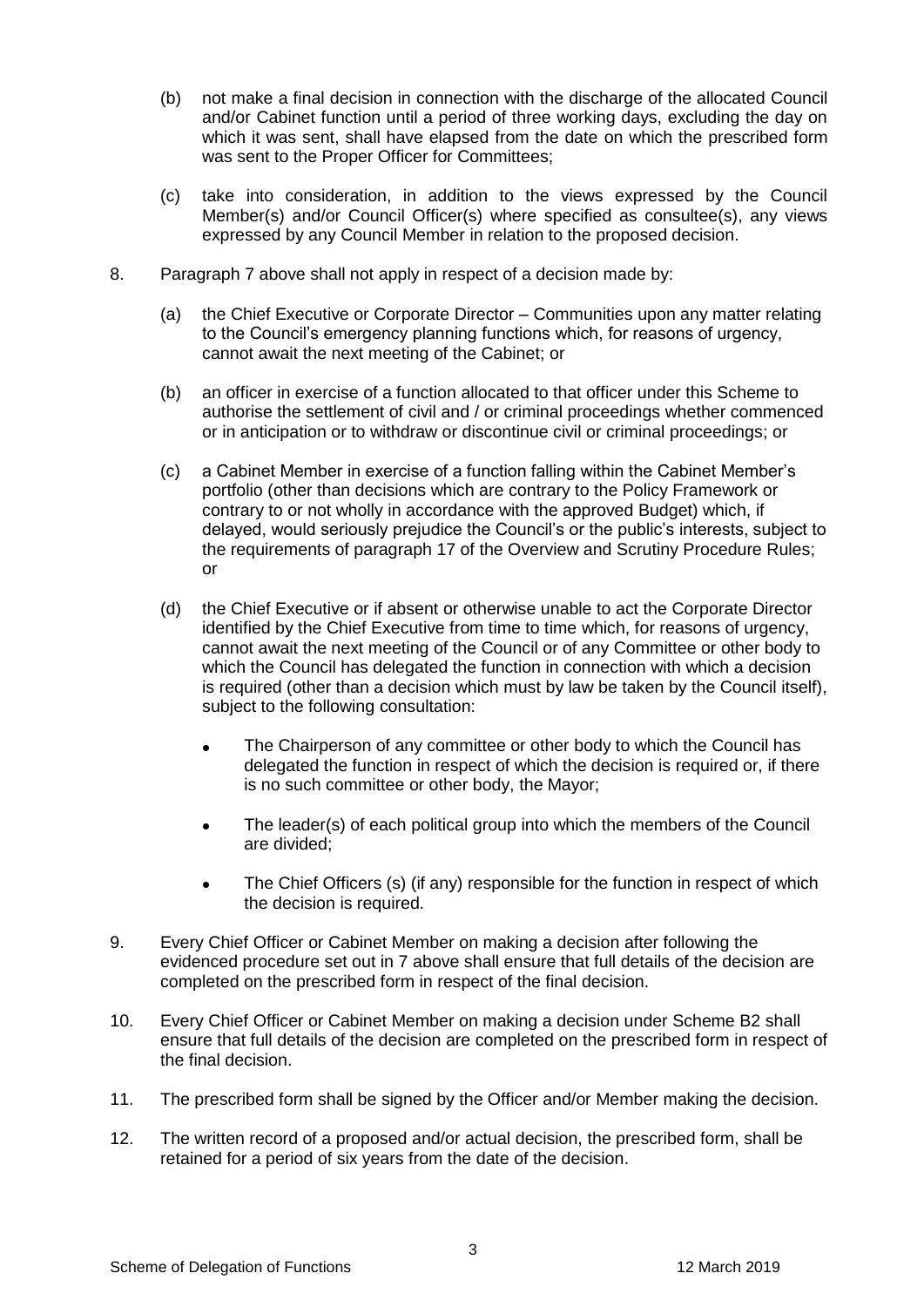(b) not make a final decision in connection with the discharge of the allocated Council and/or Cabinet function until a period of three working days, excluding the day on which it was sent, shall have elapsed from the date on which the prescribed form was sent to the Proper Officer for Committees;

(c) take into consideration, in addition to the views expressed by the Council Member(s) and/or Council Officer(s) where specified as consultee(s), any views expressed by any Council Member in relation to the proposed decision.

8. Paragraph 7 above shall not apply in respect of a decision made by:

   (a) the Chief Executive or Corporate Director – Communities upon any matter relating to the Council's emergency planning functions which, for reasons of urgency, cannot await the next meeting of the Cabinet; or

   (b) an officer in exercise of a function allocated to that officer under this Scheme to authorise the settlement of civil and / or criminal proceedings whether commenced or in anticipation or to withdraw or discontinue civil or criminal proceedings; or

   (c) a Cabinet Member in exercise of a function falling within the Cabinet Member's portfolio (other than decisions which are contrary to the Policy Framework or contrary to or not wholly in accordance with the approved Budget) which, if delayed, would seriously prejudice the Council's or the public's interests, subject to the requirements of paragraph 17 of the Overview and Scrutiny Procedure Rules; or

   (d) the Chief Executive or if absent or otherwise unable to act the Corporate Director identified by the Chief Executive from time to time which, for reasons of urgency, cannot await the next meeting of the Council or of any Committee or other body to which the Council has delegated the function in connection with which a decision is required (other than a decision which must by law be taken by the Council itself), subject to the following consultation:

      - The Chairperson of any committee or other body to which the Council has delegated the function in respect of which the decision is required or, if there is no such committee or other body, the Mayor;
      - The leader(s) of each political group into which the members of the Council are divided;
      - The Chief Officers (s) (if any) responsible for the function in respect of which the decision is required.

9. Every Chief Officer or Cabinet Member on making a decision after following the evidenced procedure set out in 7 above shall ensure that full details of the decision are completed on the prescribed form in respect of the final decision.

10. Every Chief Officer or Cabinet Member on making a decision under Scheme B2 shall ensure that full details of the decision are completed on the prescribed form in respect of the final decision.

11. The prescribed form shall be signed by the Officer and/or Member making the decision.

12. The written record of a proposed and/or actual decision, the prescribed form, shall be retained for a period of six years from the date of the decision.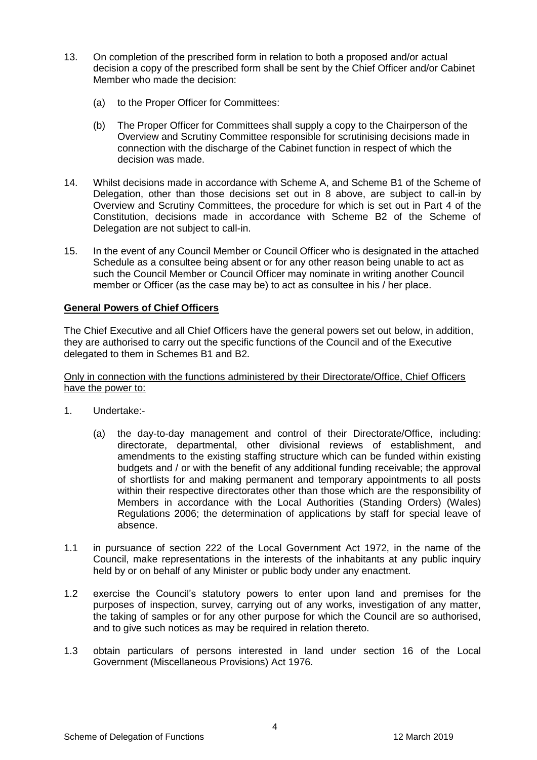13. On completion of the prescribed form in relation to both a proposed and/or actual decision a copy of the prescribed form shall be sent by the Chief Officer and/or Cabinet Member who made the decision:

    (a) to the Proper Officer for Committees:

    (b) The Proper Officer for Committees shall supply a copy to the Chairperson of the Overview and Scrutiny Committee responsible for scrutinising decisions made in connection with the discharge of the Cabinet function in respect of which the decision was made.

14. Whilst decisions made in accordance with Scheme A, and Scheme B1 of the Scheme of Delegation, other than those decisions set out in 8 above, are subject to call-in by Overview and Scrutiny Committees, the procedure for which is set out in Part 4 of the Constitution, decisions made in accordance with Scheme B2 of the Scheme of Delegation are not subject to call-in.

15. In the event of any Council Member or Council Officer who is designated in the attached Schedule as a consultee being absent or for any other reason being unable to act as such the Council Member or Council Officer may nominate in writing another Council member or Officer (as the case may be) to act as consultee in his / her place.

## General Powers of Chief Officers

The Chief Executive and all Chief Officers have the general powers set out below, in addition, they are authorised to carry out the specific functions of the Council and of the Executive delegated to them in Schemes B1 and B2.

<u>Only in connection with the functions administered by their Directorate/Office, Chief Officers have the power to:</u>

1. Undertake:-

    (a) the day-to-day management and control of their Directorate/Office, including: directorate, departmental, other divisional reviews of establishment, and amendments to the existing staffing structure which can be funded within existing budgets and / or with the benefit of any additional funding receivable; the approval of shortlists for and making permanent and temporary appointments to all posts within their respective directorates other than those which are the responsibility of Members in accordance with the Local Authorities (Standing Orders) (Wales) Regulations 2006; the determination of applications by staff for special leave of absence.

1.1 in pursuance of section 222 of the Local Government Act 1972, in the name of the Council, make representations in the interests of the inhabitants at any public inquiry held by or on behalf of any Minister or public body under any enactment.

1.2 exercise the Council's statutory powers to enter upon land and premises for the purposes of inspection, survey, carrying out of any works, investigation of any matter, the taking of samples or for any other purpose for which the Council are so authorised, and to give such notices as may be required in relation thereto.

1.3 obtain particulars of persons interested in land under section 16 of the Local Government (Miscellaneous Provisions) Act 1976.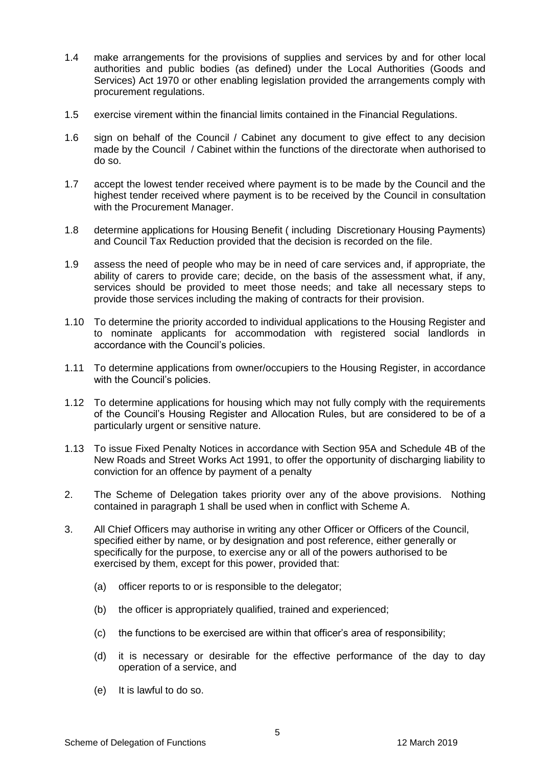1.4 make arrangements for the provisions of supplies and services by and for other local authorities and public bodies (as defined) under the Local Authorities (Goods and Services) Act 1970 or other enabling legislation provided the arrangements comply with procurement regulations.

1.5 exercise virement within the financial limits contained in the Financial Regulations.

1.6 sign on behalf of the Council / Cabinet any document to give effect to any decision made by the Council / Cabinet within the functions of the directorate when authorised to do so.

1.7 accept the lowest tender received where payment is to be made by the Council and the highest tender received where payment is to be received by the Council in consultation with the Procurement Manager.

1.8 determine applications for Housing Benefit ( including Discretionary Housing Payments) and Council Tax Reduction provided that the decision is recorded on the file.

1.9 assess the need of people who may be in need of care services and, if appropriate, the ability of carers to provide care; decide, on the basis of the assessment what, if any, services should be provided to meet those needs; and take all necessary steps to provide those services including the making of contracts for their provision.

1.10 To determine the priority accorded to individual applications to the Housing Register and to nominate applicants for accommodation with registered social landlords in accordance with the Council's policies.

1.11 To determine applications from owner/occupiers to the Housing Register, in accordance with the Council's policies.

1.12 To determine applications for housing which may not fully comply with the requirements of the Council's Housing Register and Allocation Rules, but are considered to be of a particularly urgent or sensitive nature.

1.13 To issue Fixed Penalty Notices in accordance with Section 95A and Schedule 4B of the New Roads and Street Works Act 1991, to offer the opportunity of discharging liability to conviction for an offence by payment of a penalty

2. The Scheme of Delegation takes priority over any of the above provisions. Nothing contained in paragraph 1 shall be used when in conflict with Scheme A.

3. All Chief Officers may authorise in writing any other Officer or Officers of the Council, specified either by name, or by designation and post reference, either generally or specifically for the purpose, to exercise any or all of the powers authorised to be exercised by them, except for this power, provided that:

   (a) officer reports to or is responsible to the delegator;

   (b) the officer is appropriately qualified, trained and experienced;

   (c) the functions to be exercised are within that officer's area of responsibility;

   (d) it is necessary or desirable for the effective performance of the day to day operation of a service, and

   (e) It is lawful to do so.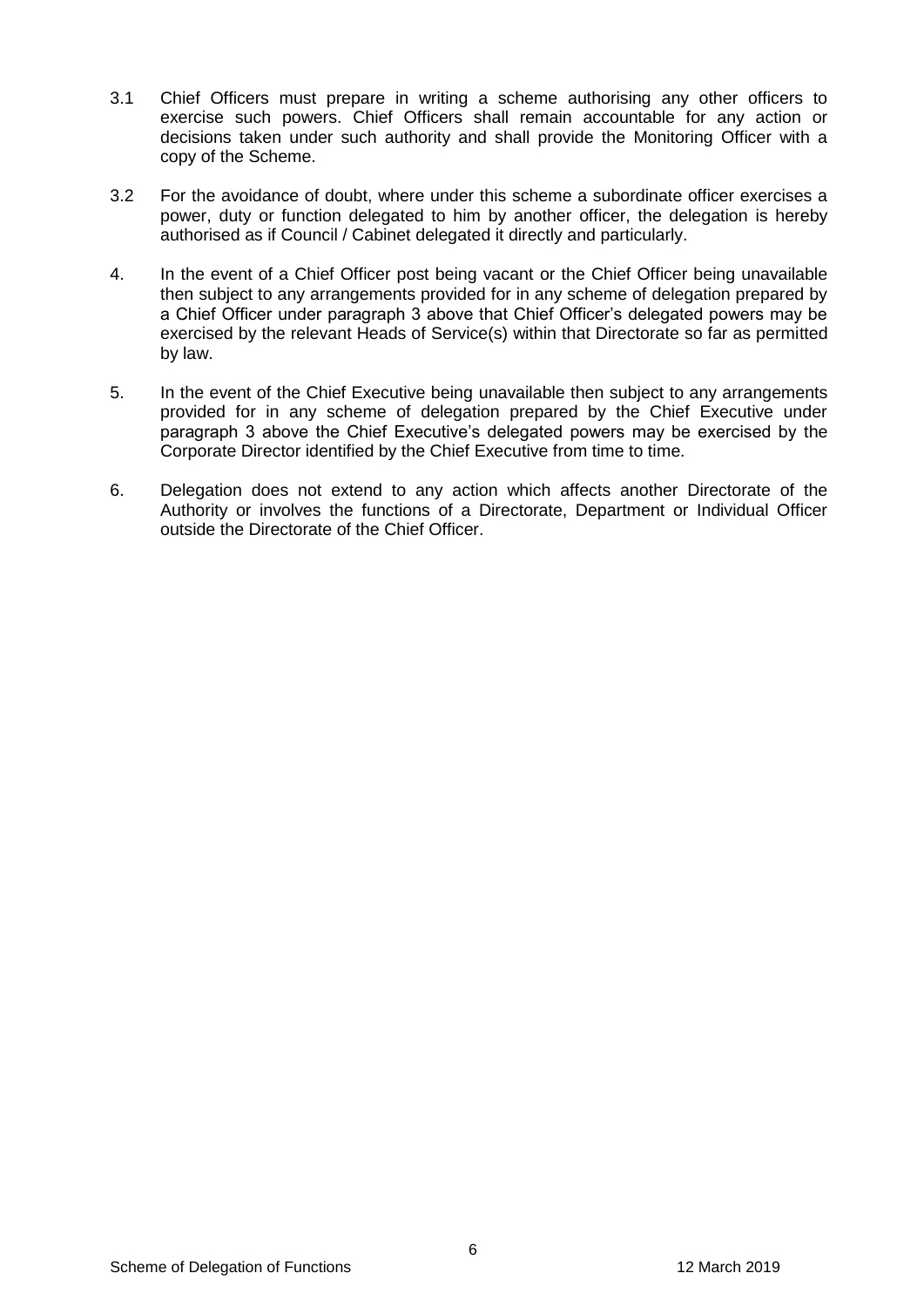3.1 Chief Officers must prepare in writing a scheme authorising any other officers to exercise such powers. Chief Officers shall remain accountable for any action or decisions taken under such authority and shall provide the Monitoring Officer with a copy of the Scheme.

3.2 For the avoidance of doubt, where under this scheme a subordinate officer exercises a power, duty or function delegated to him by another officer, the delegation is hereby authorised as if Council / Cabinet delegated it directly and particularly.

4. In the event of a Chief Officer post being vacant or the Chief Officer being unavailable then subject to any arrangements provided for in any scheme of delegation prepared by a Chief Officer under paragraph 3 above that Chief Officer's delegated powers may be exercised by the relevant Heads of Service(s) within that Directorate so far as permitted by law.

5. In the event of the Chief Executive being unavailable then subject to any arrangements provided for in any scheme of delegation prepared by the Chief Executive under paragraph 3 above the Chief Executive's delegated powers may be exercised by the Corporate Director identified by the Chief Executive from time to time.

6. Delegation does not extend to any action which affects another Directorate of the Authority or involves the functions of a Directorate, Department or Individual Officer outside the Directorate of the Chief Officer.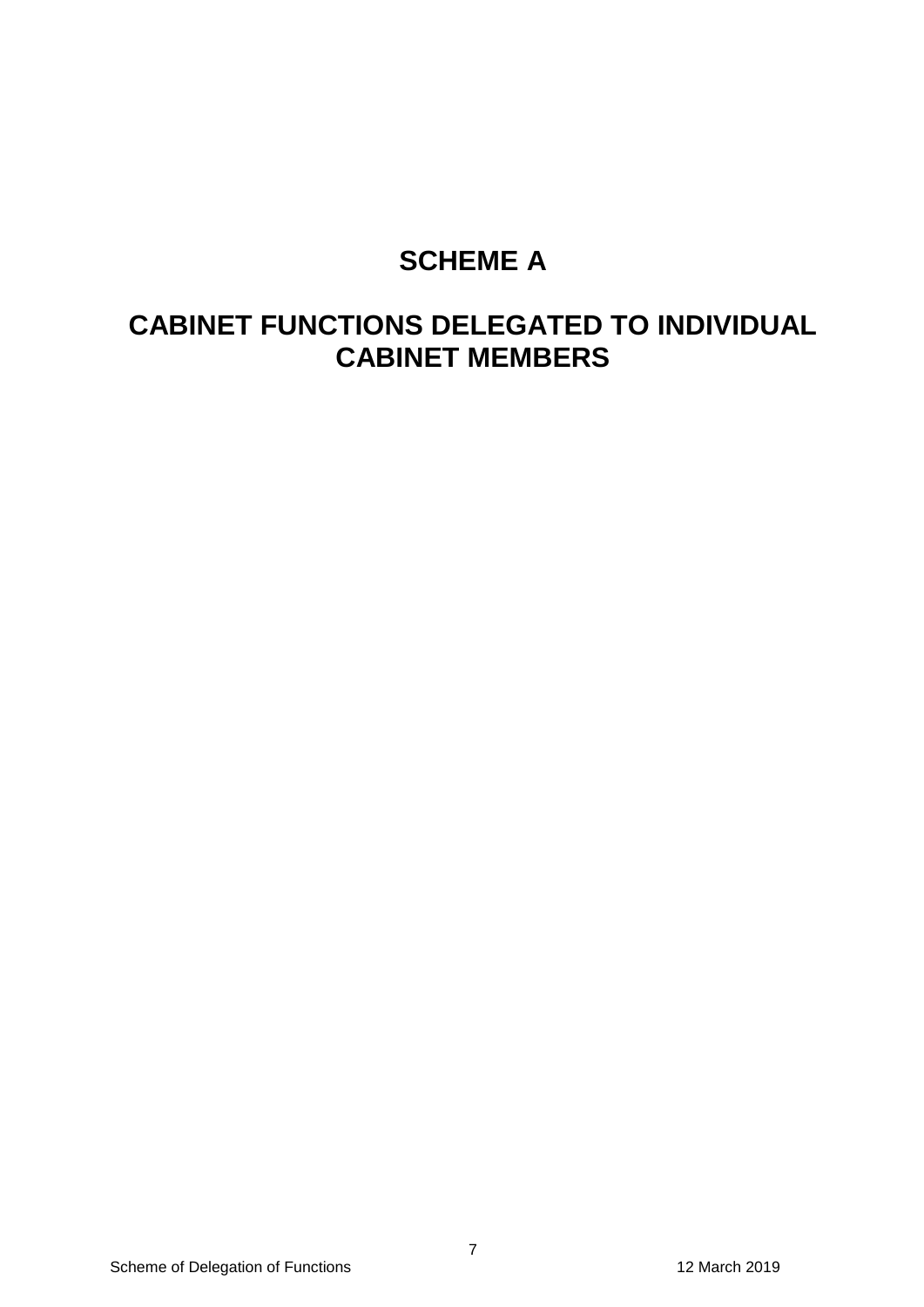# SCHEME A

# CABINET FUNCTIONS DELEGATED TO INDIVIDUAL CABINET MEMBERS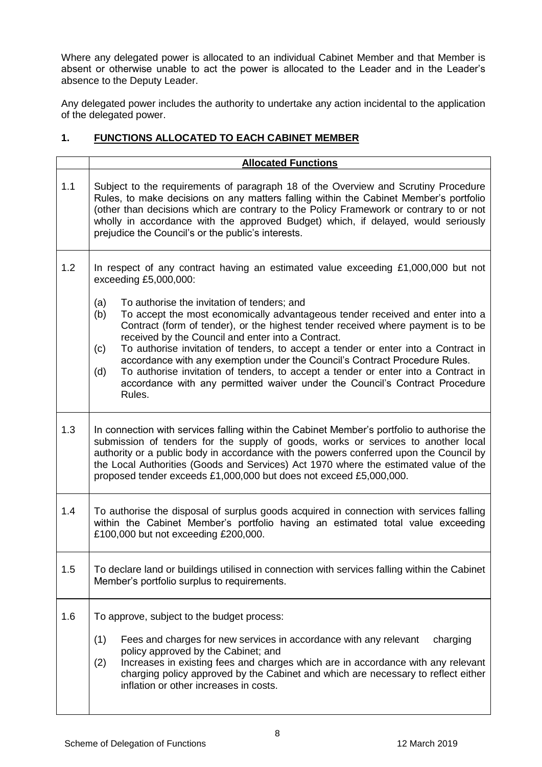Where any delegated power is allocated to an individual Cabinet Member and that Member is absent or otherwise unable to act the power is allocated to the Leader and in the Leader's absence to the Deputy Leader.

Any delegated power includes the authority to undertake any action incidental to the application of the delegated power.

## 1. FUNCTIONS ALLOCATED TO EACH CABINET MEMBER

| | **Allocated Functions** |
|---|---|
| 1.1 | Subject to the requirements of paragraph 18 of the Overview and Scrutiny Procedure Rules, to make decisions on any matters falling within the Cabinet Member's portfolio (other than decisions which are contrary to the Policy Framework or contrary to or not wholly in accordance with the approved Budget) which, if delayed, would seriously prejudice the Council's or the public's interests. |
| 1.2 | In respect of any contract having an estimated value exceeding £1,000,000 but not exceeding £5,000,000:<br><br>(a) To authorise the invitation of tenders; and<br>(b) To accept the most economically advantageous tender received and enter into a Contract (form of tender), or the highest tender received where payment is to be received by the Council and enter into a Contract.<br>(c) To authorise invitation of tenders, to accept a tender or enter into a Contract in accordance with any exemption under the Council's Contract Procedure Rules.<br>(d) To authorise invitation of tenders, to accept a tender or enter into a Contract in accordance with any permitted waiver under the Council's Contract Procedure Rules. |
| 1.3 | In connection with services falling within the Cabinet Member's portfolio to authorise the submission of tenders for the supply of goods, works or services to another local authority or a public body in accordance with the powers conferred upon the Council by the Local Authorities (Goods and Services) Act 1970 where the estimated value of the proposed tender exceeds £1,000,000 but does not exceed £5,000,000. |
| 1.4 | To authorise the disposal of surplus goods acquired in connection with services falling within the Cabinet Member's portfolio having an estimated total value exceeding £100,000 but not exceeding £200,000. |
| 1.5 | To declare land or buildings utilised in connection with services falling within the Cabinet Member's portfolio surplus to requirements. |
| 1.6 | To approve, subject to the budget process:<br><br>(1) Fees and charges for new services in accordance with any relevant charging policy approved by the Cabinet; and<br>(2) Increases in existing fees and charges which are in accordance with any relevant charging policy approved by the Cabinet and which are necessary to reflect either inflation or other increases in costs. |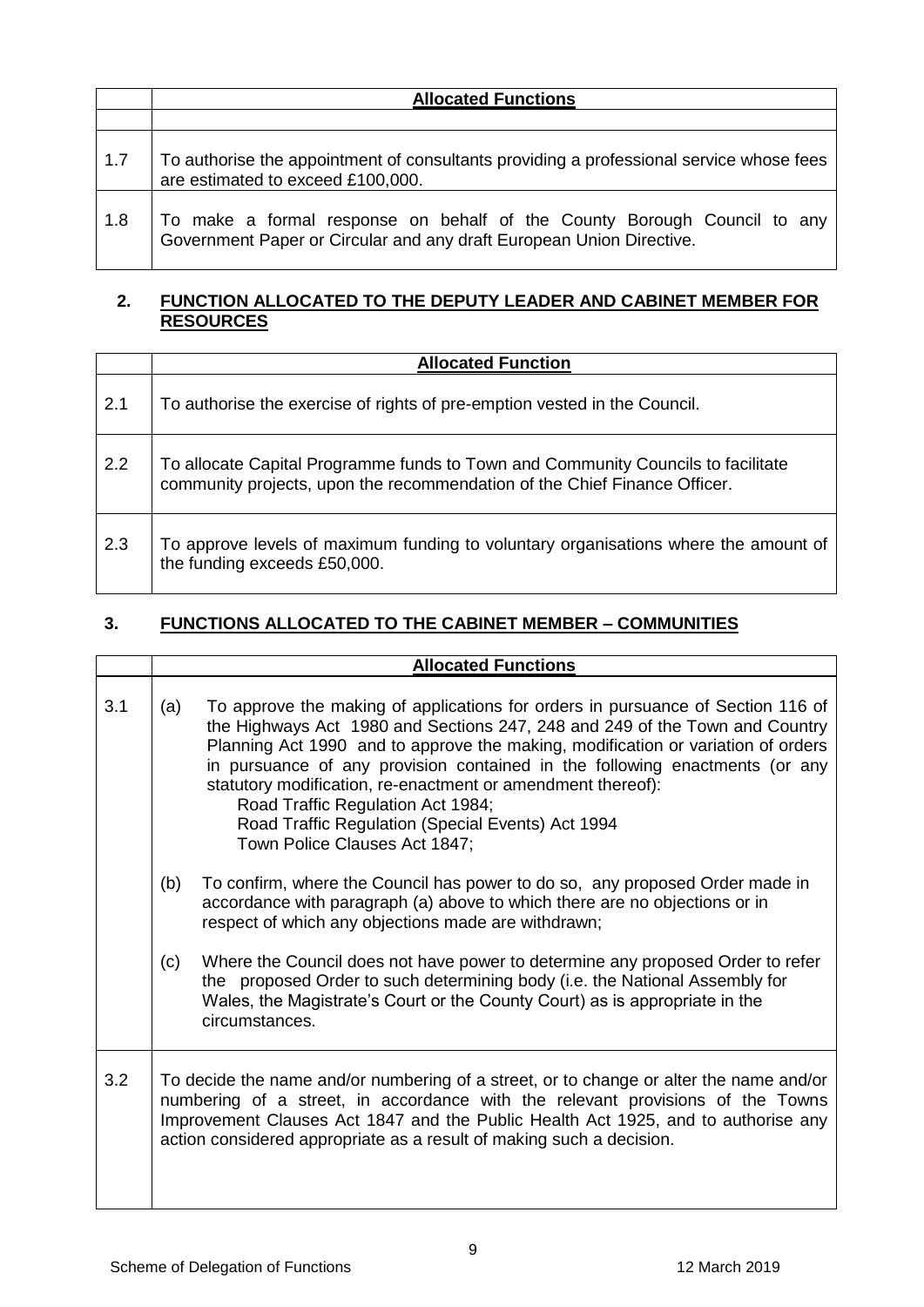|  | Allocated Functions |
|---|---|
|  |  |
| 1.7 | To authorise the appointment of consultants providing a professional service whose fees are estimated to exceed £100,000. |
| 1.8 | To make a formal response on behalf of the County Borough Council to any Government Paper or Circular and any draft European Union Directive. |

## 2. FUNCTION ALLOCATED TO THE DEPUTY LEADER AND CABINET MEMBER FOR RESOURCES

|  | Allocated Function |
|---|---|
| 2.1 | To authorise the exercise of rights of pre-emption vested in the Council. |
| 2.2 | To allocate Capital Programme funds to Town and Community Councils to facilitate community projects, upon the recommendation of the Chief Finance Officer. |
| 2.3 | To approve levels of maximum funding to voluntary organisations where the amount of the funding exceeds £50,000. |

## 3. FUNCTIONS ALLOCATED TO THE CABINET MEMBER – COMMUNITIES

|  | Allocated Functions |
|---|---|
| 3.1 | (a) To approve the making of applications for orders in pursuance of Section 116 of the Highways Act 1980 and Sections 247, 248 and 249 of the Town and Country Planning Act 1990 and to approve the making, modification or variation of orders in pursuance of any provision contained in the following enactments (or any statutory modification, re-enactment or amendment thereof): Road Traffic Regulation Act 1984; Road Traffic Regulation (Special Events) Act 1994 Town Police Clauses Act 1847;<br><br>(b) To confirm, where the Council has power to do so, any proposed Order made in accordance with paragraph (a) above to which there are no objections or in respect of which any objections made are withdrawn;<br><br>(c) Where the Council does not have power to determine any proposed Order to refer the proposed Order to such determining body (i.e. the National Assembly for Wales, the Magistrate's Court or the County Court) as is appropriate in the circumstances. |
| 3.2 | To decide the name and/or numbering of a street, or to change or alter the name and/or numbering of a street, in accordance with the relevant provisions of the Towns Improvement Clauses Act 1847 and the Public Health Act 1925, and to authorise any action considered appropriate as a result of making such a decision. |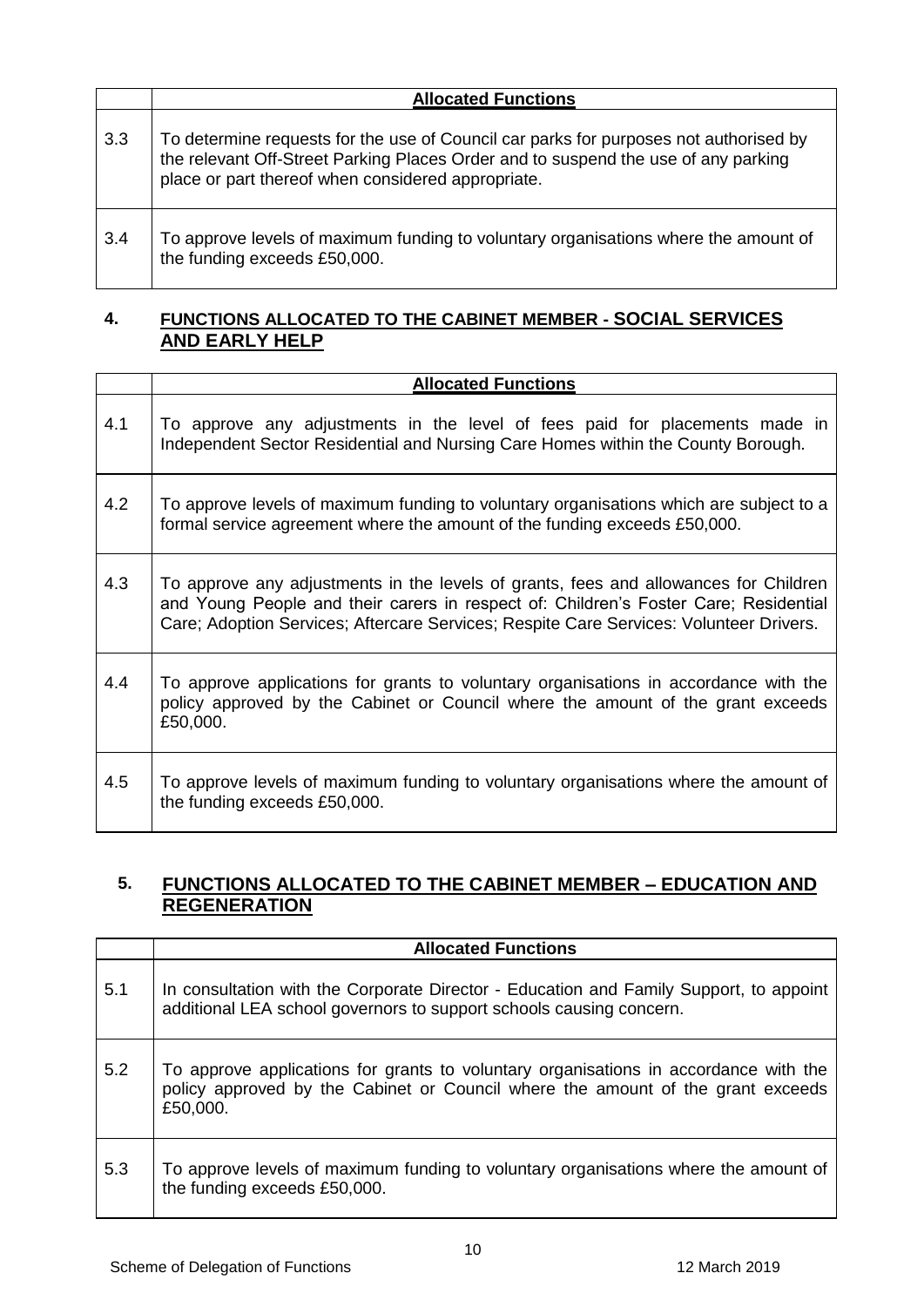|  | **Allocated Functions** |
|---|---|
| 3.3 | To determine requests for the use of Council car parks for purposes not authorised by the relevant Off-Street Parking Places Order and to suspend the use of any parking place or part thereof when considered appropriate. |
| 3.4 | To approve levels of maximum funding to voluntary organisations where the amount of the funding exceeds £50,000. |

## 4. FUNCTIONS ALLOCATED TO THE CABINET MEMBER - SOCIAL SERVICES AND EARLY HELP

|  | **Allocated Functions** |
|---|---|
| 4.1 | To approve any adjustments in the level of fees paid for placements made in Independent Sector Residential and Nursing Care Homes within the County Borough. |
| 4.2 | To approve levels of maximum funding to voluntary organisations which are subject to a formal service agreement where the amount of the funding exceeds £50,000. |
| 4.3 | To approve any adjustments in the levels of grants, fees and allowances for Children and Young People and their carers in respect of: Children's Foster Care; Residential Care; Adoption Services; Aftercare Services; Respite Care Services: Volunteer Drivers. |
| 4.4 | To approve applications for grants to voluntary organisations in accordance with the policy approved by the Cabinet or Council where the amount of the grant exceeds £50,000. |
| 4.5 | To approve levels of maximum funding to voluntary organisations where the amount of the funding exceeds £50,000. |

## 5. FUNCTIONS ALLOCATED TO THE CABINET MEMBER – EDUCATION AND REGENERATION

|  | **Allocated Functions** |
|---|---|
| 5.1 | In consultation with the Corporate Director - Education and Family Support, to appoint additional LEA school governors to support schools causing concern. |
| 5.2 | To approve applications for grants to voluntary organisations in accordance with the policy approved by the Cabinet or Council where the amount of the grant exceeds £50,000. |
| 5.3 | To approve levels of maximum funding to voluntary organisations where the amount of the funding exceeds £50,000. |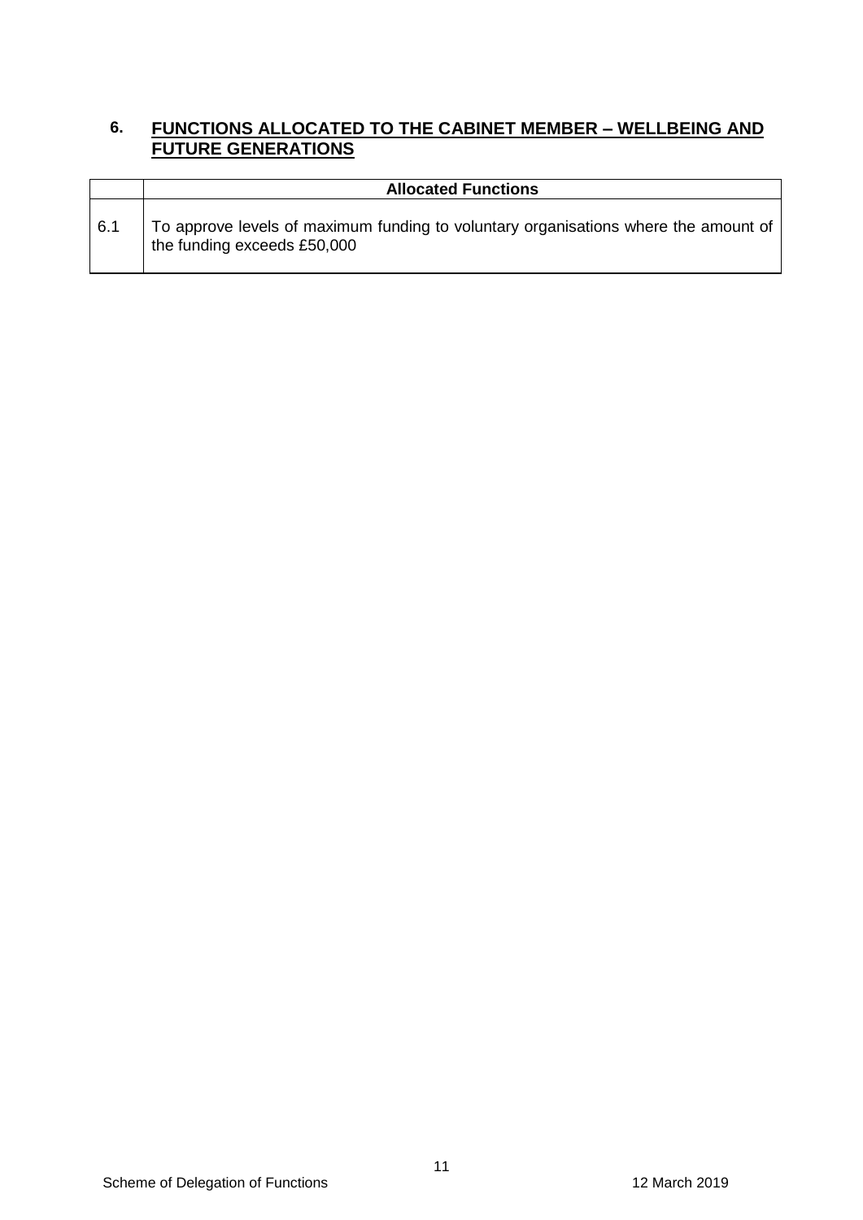## 6. FUNCTIONS ALLOCATED TO THE CABINET MEMBER – WELLBEING AND FUTURE GENERATIONS

| | Allocated Functions |
|---|---|
| 6.1 | To approve levels of maximum funding to voluntary organisations where the amount of the funding exceeds £50,000 |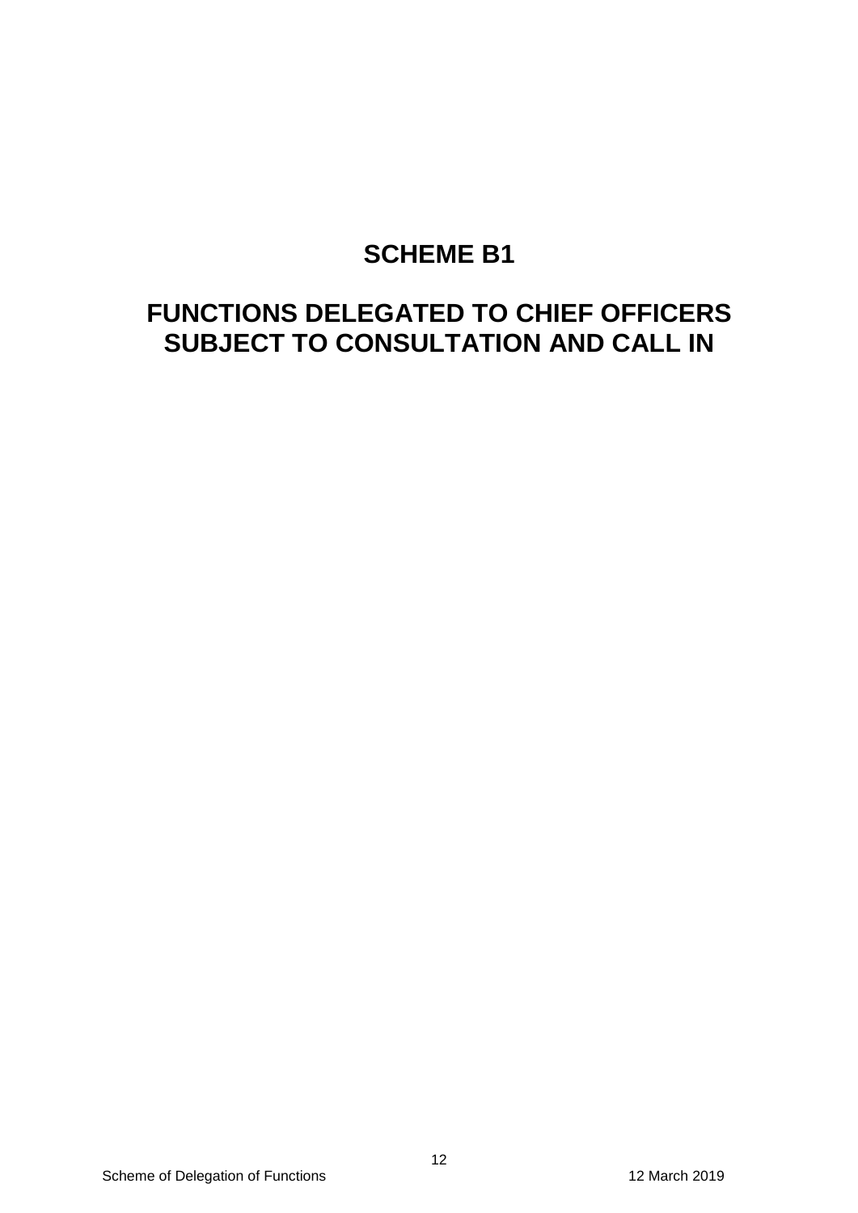# SCHEME B1

# FUNCTIONS DELEGATED TO CHIEF OFFICERS SUBJECT TO CONSULTATION AND CALL IN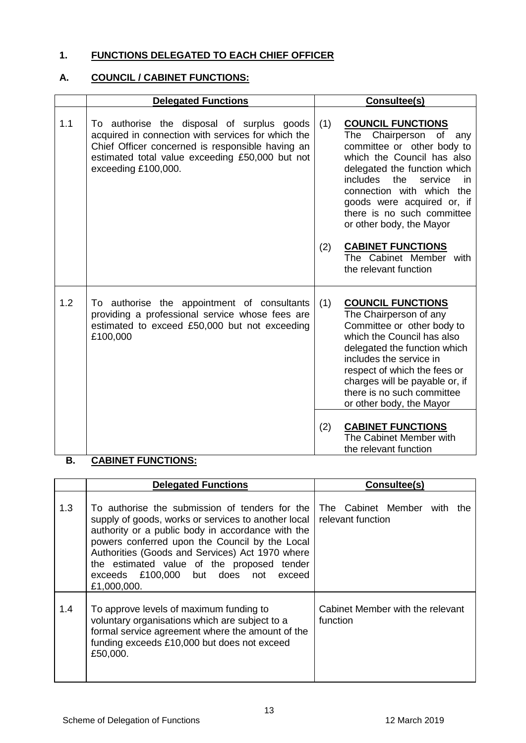## 1. FUNCTIONS DELEGATED TO EACH CHIEF OFFICER

### A. COUNCIL / CABINET FUNCTIONS:

| | Delegated Functions | Consultee(s) |
|---|---|---|
| 1.1 | To authorise the disposal of surplus goods acquired in connection with services for which the Chief Officer concerned is responsible having an estimated total value exceeding £50,000 but not exceeding £100,000. | (1) **COUNCIL FUNCTIONS** The Chairperson of any committee or other body to which the Council has also delegated the function which includes the service in connection with which the goods were acquired or, if there is no such committee or other body, the Mayor<br><br>(2) **CABINET FUNCTIONS** The Cabinet Member with the relevant function |
| 1.2 | To authorise the appointment of consultants providing a professional service whose fees are estimated to exceed £50,000 but not exceeding £100,000 | (1) **COUNCIL FUNCTIONS** The Chairperson of any Committee or other body to which the Council has also delegated the function which includes the service in respect of which the fees or charges will be payable or, if there is no such committee or other body, the Mayor<br><br>(2) **CABINET FUNCTIONS** The Cabinet Member with the relevant function |

### B. CABINET FUNCTIONS:

| | Delegated Functions | Consultee(s) |
|---|---|---|
| 1.3 | To authorise the submission of tenders for the supply of goods, works or services to another local authority or a public body in accordance with the powers conferred upon the Council by the Local Authorities (Goods and Services) Act 1970 where the estimated value of the proposed tender exceeds £100,000 but does not exceed £1,000,000. | The Cabinet Member with the relevant function |
| 1.4 | To approve levels of maximum funding to voluntary organisations which are subject to a formal service agreement where the amount of the funding exceeds £10,000 but does not exceed £50,000. | Cabinet Member with the relevant function |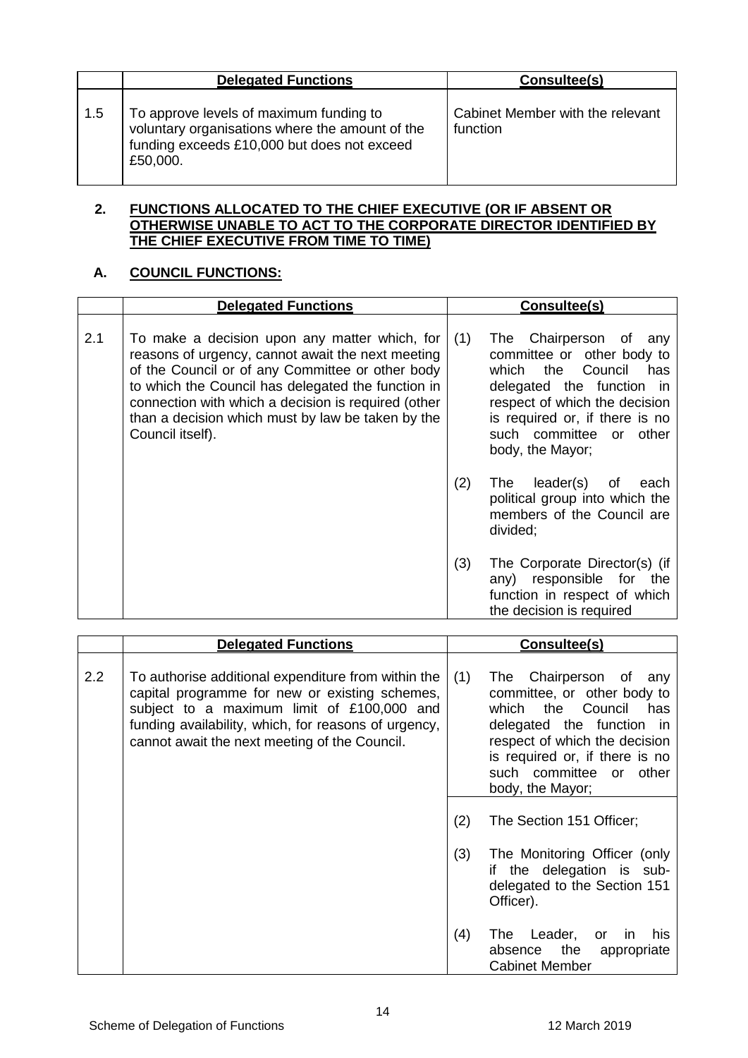| | Delegated Functions | Consultee(s) |
|---|---|---|
| 1.5 | To approve levels of maximum funding to voluntary organisations where the amount of the funding exceeds £10,000 but does not exceed £50,000. | Cabinet Member with the relevant function |

## 2. FUNCTIONS ALLOCATED TO THE CHIEF EXECUTIVE (OR IF ABSENT OR OTHERWISE UNABLE TO ACT TO THE CORPORATE DIRECTOR IDENTIFIED BY THE CHIEF EXECUTIVE FROM TIME TO TIME)

### A. COUNCIL FUNCTIONS:

| | Delegated Functions | Consultee(s) |
|---|---|---|
| 2.1 | To make a decision upon any matter which, for reasons of urgency, cannot await the next meeting of the Council or of any Committee or other body to which the Council has delegated the function in connection with which a decision is required (other than a decision which must by law be taken by the Council itself). | (1) The Chairperson of any committee or other body to which the Council has delegated the function in respect of which the decision is required or, if there is no such committee or other body, the Mayor;<br><br>(2) The leader(s) of each political group into which the members of the Council are divided;<br><br>(3) The Corporate Director(s) (if any) responsible for the function in respect of which the decision is required |

| | Delegated Functions | Consultee(s) |
|---|---|---|
| 2.2 | To authorise additional expenditure from within the capital programme for new or existing schemes, subject to a maximum limit of £100,000 and funding availability, which, for reasons of urgency, cannot await the next meeting of the Council. | (1) The Chairperson of any committee, or other body to which the Council has delegated the function in respect of which the decision is required or, if there is no such committee or other body, the Mayor; |
| | | (2) The Section 151 Officer;<br><br>(3) The Monitoring Officer (only if the delegation is sub-delegated to the Section 151 Officer).<br><br>(4) The Leader, or in his absence the appropriate Cabinet Member |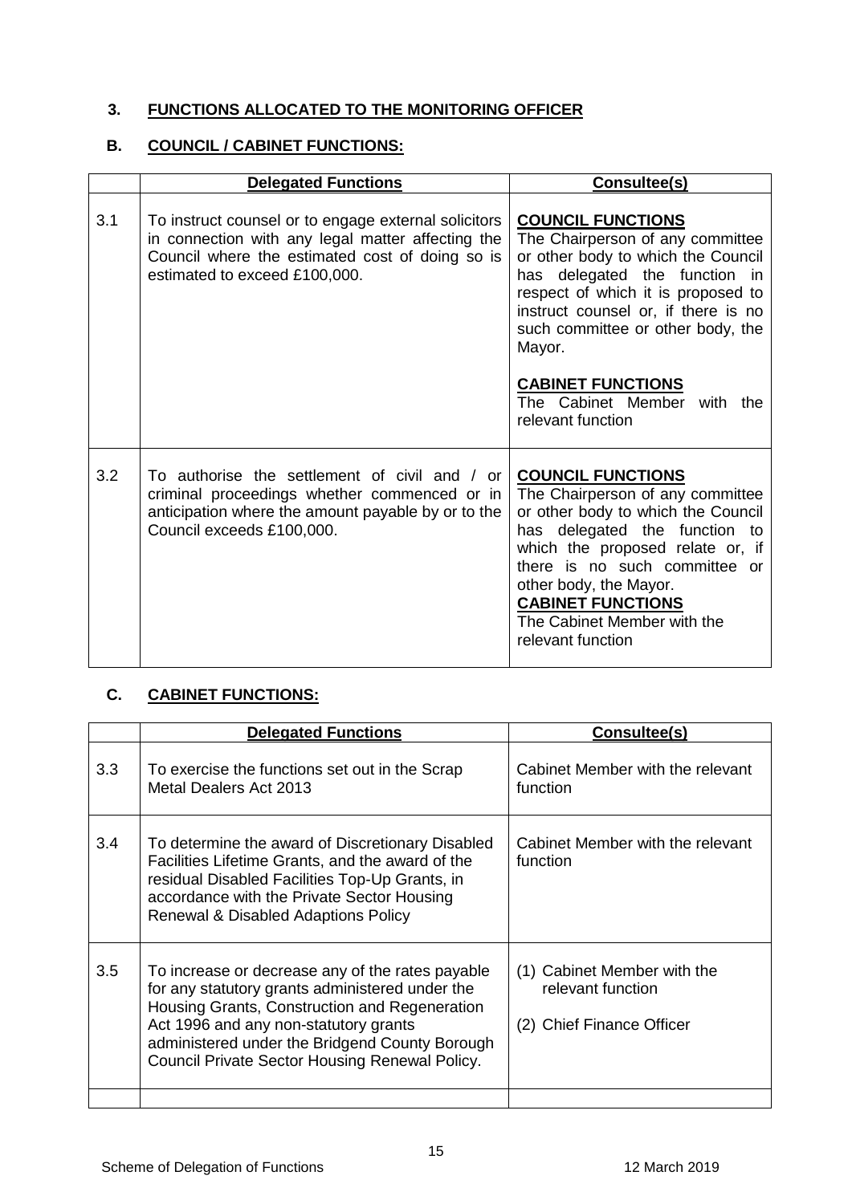## 3. FUNCTIONS ALLOCATED TO THE MONITORING OFFICER

### B. COUNCIL / CABINET FUNCTIONS:

| | **Delegated Functions** | **Consultee(s)** |
|---|---|---|
| 3.1 | To instruct counsel or to engage external solicitors in connection with any legal matter affecting the Council where the estimated cost of doing so is estimated to exceed £100,000. | **COUNCIL FUNCTIONS**<br>The Chairperson of any committee or other body to which the Council has delegated the function in respect of which it is proposed to instruct counsel or, if there is no such committee or other body, the Mayor.<br><br>**CABINET FUNCTIONS**<br>The Cabinet Member with the relevant function |
| 3.2 | To authorise the settlement of civil and / or criminal proceedings whether commenced or in anticipation where the amount payable by or to the Council exceeds £100,000. | **COUNCIL FUNCTIONS**<br>The Chairperson of any committee or other body to which the Council has delegated the function to which the proposed relate or, if there is no such committee or other body, the Mayor.<br>**CABINET FUNCTIONS**<br>The Cabinet Member with the relevant function |

### C. CABINET FUNCTIONS:

| | **Delegated Functions** | **Consultee(s)** |
|---|---|---|
| 3.3 | To exercise the functions set out in the Scrap Metal Dealers Act 2013 | Cabinet Member with the relevant function |
| 3.4 | To determine the award of Discretionary Disabled Facilities Lifetime Grants, and the award of the residual Disabled Facilities Top-Up Grants, in accordance with the Private Sector Housing Renewal & Disabled Adaptions Policy | Cabinet Member with the relevant function |
| 3.5 | To increase or decrease any of the rates payable for any statutory grants administered under the Housing Grants, Construction and Regeneration Act 1996 and any non-statutory grants administered under the Bridgend County Borough Council Private Sector Housing Renewal Policy. | (1) Cabinet Member with the relevant function<br><br>(2) Chief Finance Officer |
| | | |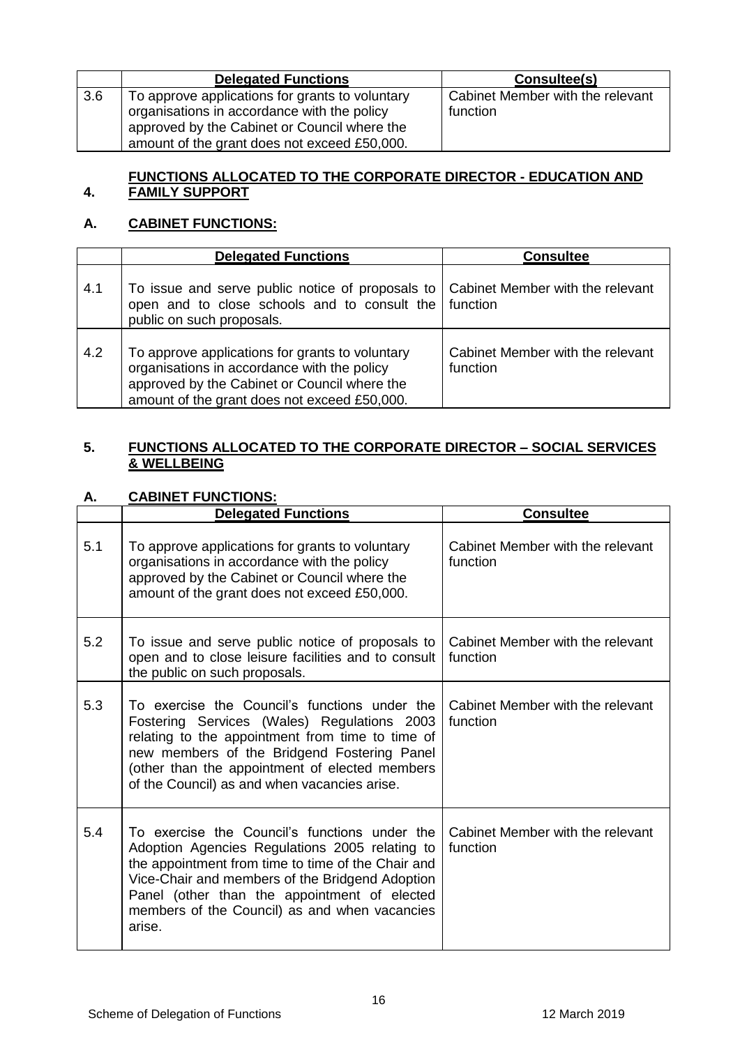| | Delegated Functions | Consultee(s) |
|---|---|---|
| 3.6 | To approve applications for grants to voluntary organisations in accordance with the policy approved by the Cabinet or Council where the amount of the grant does not exceed £50,000. | Cabinet Member with the relevant function |

## 4. FUNCTIONS ALLOCATED TO THE CORPORATE DIRECTOR - EDUCATION AND FAMILY SUPPORT

### A. CABINET FUNCTIONS:

| | Delegated Functions | Consultee |
|---|---|---|
| 4.1 | To issue and serve public notice of proposals to open and to close schools and to consult the public on such proposals. | Cabinet Member with the relevant function |
| 4.2 | To approve applications for grants to voluntary organisations in accordance with the policy approved by the Cabinet or Council where the amount of the grant does not exceed £50,000. | Cabinet Member with the relevant function |

## 5. FUNCTIONS ALLOCATED TO THE CORPORATE DIRECTOR – SOCIAL SERVICES & WELLBEING

### A. CABINET FUNCTIONS:

| | Delegated Functions | Consultee |
|---|---|---|
| 5.1 | To approve applications for grants to voluntary organisations in accordance with the policy approved by the Cabinet or Council where the amount of the grant does not exceed £50,000. | Cabinet Member with the relevant function |
| 5.2 | To issue and serve public notice of proposals to open and to close leisure facilities and to consult the public on such proposals. | Cabinet Member with the relevant function |
| 5.3 | To exercise the Council's functions under the Fostering Services (Wales) Regulations 2003 relating to the appointment from time to time of new members of the Bridgend Fostering Panel (other than the appointment of elected members of the Council) as and when vacancies arise. | Cabinet Member with the relevant function |
| 5.4 | To exercise the Council's functions under the Adoption Agencies Regulations 2005 relating to the appointment from time to time of the Chair and Vice-Chair and members of the Bridgend Adoption Panel (other than the appointment of elected members of the Council) as and when vacancies arise. | Cabinet Member with the relevant function |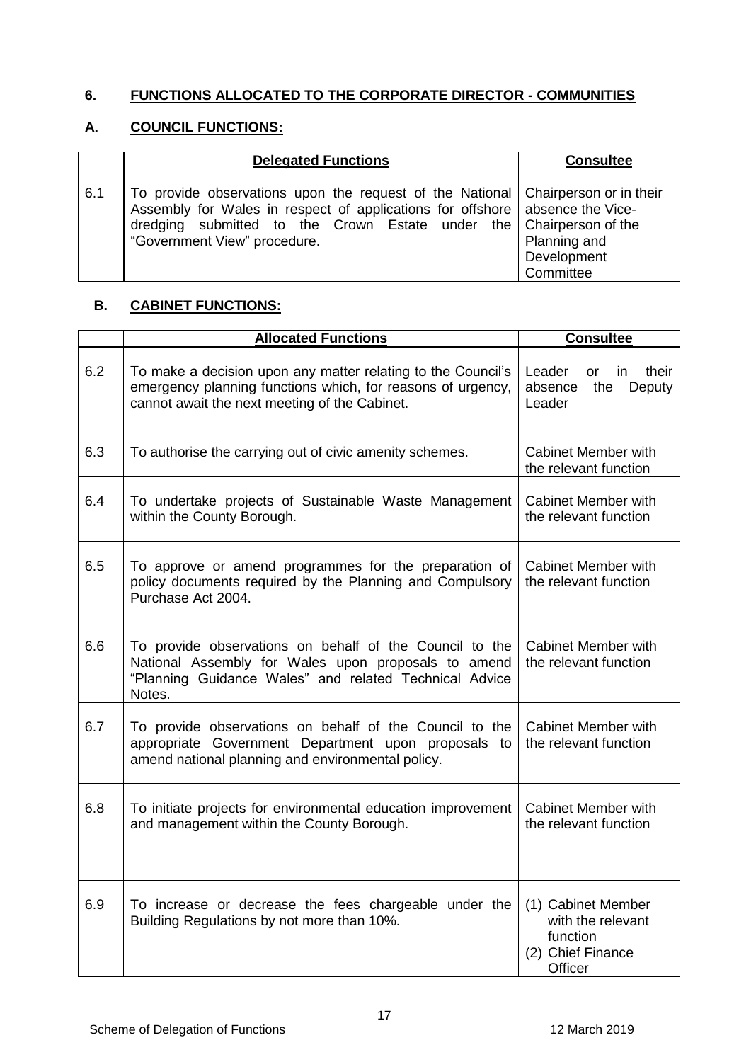## 6. FUNCTIONS ALLOCATED TO THE CORPORATE DIRECTOR - COMMUNITIES

### A. COUNCIL FUNCTIONS:

| | Delegated Functions | Consultee |
|---|---|---|
| 6.1 | To provide observations upon the request of the National Assembly for Wales in respect of applications for offshore dredging submitted to the Crown Estate under the "Government View" procedure. | Chairperson or in their absence the Vice-Chairperson of the Planning and Development Committee |

### B. CABINET FUNCTIONS:

| | Allocated Functions | Consultee |
|---|---|---|
| 6.2 | To make a decision upon any matter relating to the Council's emergency planning functions which, for reasons of urgency, cannot await the next meeting of the Cabinet. | Leader or in their absence the Deputy Leader |
| 6.3 | To authorise the carrying out of civic amenity schemes. | Cabinet Member with the relevant function |
| 6.4 | To undertake projects of Sustainable Waste Management within the County Borough. | Cabinet Member with the relevant function |
| 6.5 | To approve or amend programmes for the preparation of policy documents required by the Planning and Compulsory Purchase Act 2004. | Cabinet Member with the relevant function |
| 6.6 | To provide observations on behalf of the Council to the National Assembly for Wales upon proposals to amend "Planning Guidance Wales" and related Technical Advice Notes. | Cabinet Member with the relevant function |
| 6.7 | To provide observations on behalf of the Council to the appropriate Government Department upon proposals to amend national planning and environmental policy. | Cabinet Member with the relevant function |
| 6.8 | To initiate projects for environmental education improvement and management within the County Borough. | Cabinet Member with the relevant function |
| 6.9 | To increase or decrease the fees chargeable under the Building Regulations by not more than 10%. | (1) Cabinet Member with the relevant function<br>(2) Chief Finance Officer |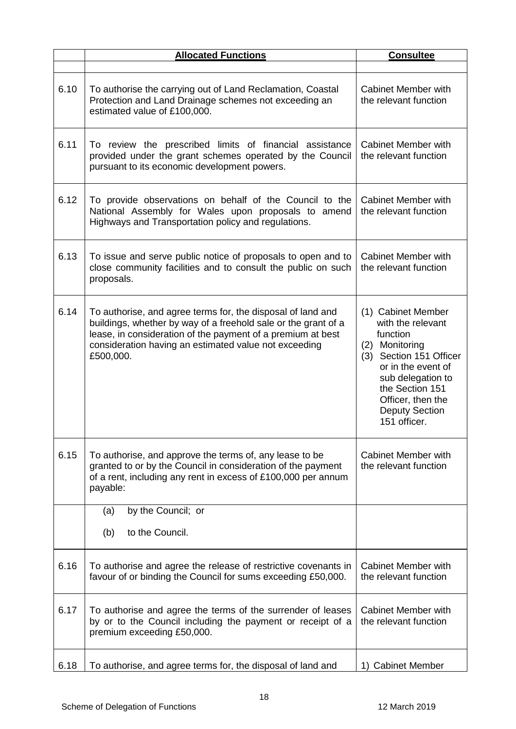| | **Allocated Functions** | **Consultee** |
|---|---|---|
| | | |
| 6.10 | To authorise the carrying out of Land Reclamation, Coastal Protection and Land Drainage schemes not exceeding an estimated value of £100,000. | Cabinet Member with the relevant function |
| 6.11 | To review the prescribed limits of financial assistance provided under the grant schemes operated by the Council pursuant to its economic development powers. | Cabinet Member with the relevant function |
| 6.12 | To provide observations on behalf of the Council to the National Assembly for Wales upon proposals to amend Highways and Transportation policy and regulations. | Cabinet Member with the relevant function |
| 6.13 | To issue and serve public notice of proposals to open and to close community facilities and to consult the public on such proposals. | Cabinet Member with the relevant function |
| 6.14 | To authorise, and agree terms for, the disposal of land and buildings, whether by way of a freehold sale or the grant of a lease, in consideration of the payment of a premium at best consideration having an estimated value not exceeding £500,000. | (1) Cabinet Member with the relevant function<br>(2) Monitoring<br>(3) Section 151 Officer or in the event of sub delegation to the Section 151 Officer, then the Deputy Section 151 officer. |
| 6.15 | To authorise, and approve the terms of, any lease to be granted to or by the Council in consideration of the payment of a rent, including any rent in excess of £100,000 per annum payable: | Cabinet Member with the relevant function |
| | (a) by the Council; or<br><br>(b) to the Council. | |
| 6.16 | To authorise and agree the release of restrictive covenants in favour of or binding the Council for sums exceeding £50,000. | Cabinet Member with the relevant function |
| 6.17 | To authorise and agree the terms of the surrender of leases by or to the Council including the payment or receipt of a premium exceeding £50,000. | Cabinet Member with the relevant function |
| 6.18 | To authorise, and agree terms for, the disposal of land and | 1) Cabinet Member |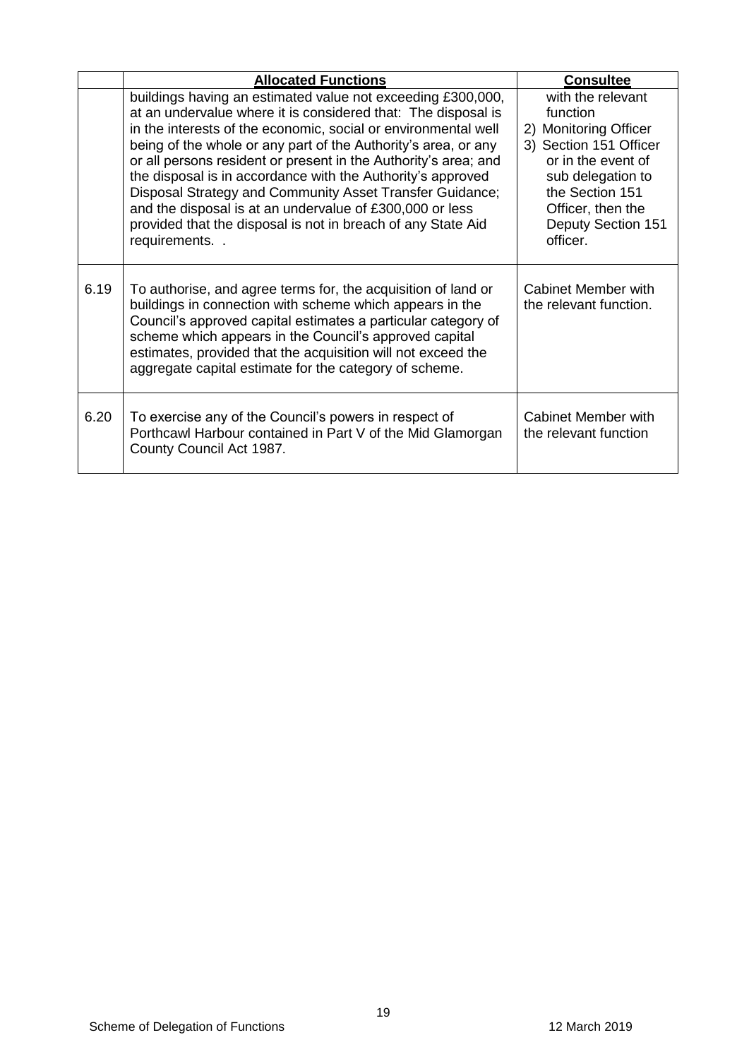| | Allocated Functions | Consultee |
|---|---|---|
| | buildings having an estimated value not exceeding £300,000, at an undervalue where it is considered that: The disposal is in the interests of the economic, social or environmental well being of the whole or any part of the Authority's area, or any or all persons resident or present in the Authority's area; and the disposal is in accordance with the Authority's approved Disposal Strategy and Community Asset Transfer Guidance; and the disposal is at an undervalue of £300,000 or less provided that the disposal is not in breach of any State Aid requirements. . | with the relevant function<br>2) Monitoring Officer<br>3) Section 151 Officer or in the event of sub delegation to the Section 151 Officer, then the Deputy Section 151 officer. |
| 6.19 | To authorise, and agree terms for, the acquisition of land or buildings in connection with scheme which appears in the Council's approved capital estimates a particular category of scheme which appears in the Council's approved capital estimates, provided that the acquisition will not exceed the aggregate capital estimate for the category of scheme. | Cabinet Member with the relevant function. |
| 6.20 | To exercise any of the Council's powers in respect of Porthcawl Harbour contained in Part V of the Mid Glamorgan County Council Act 1987. | Cabinet Member with the relevant function |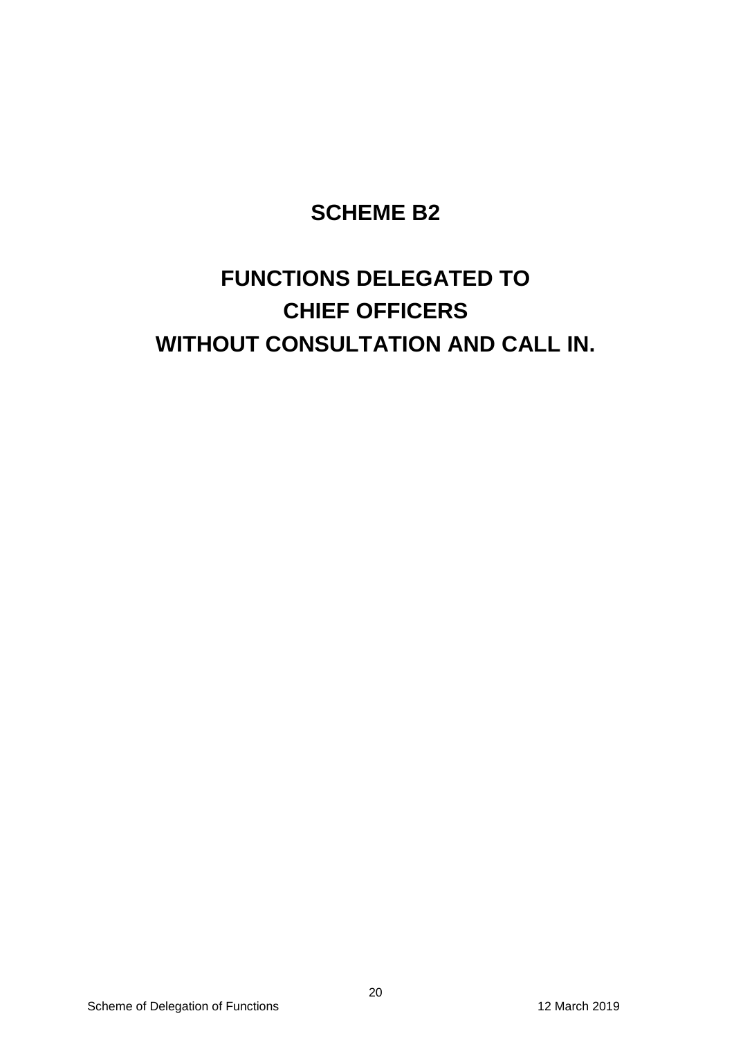# SCHEME B2

# FUNCTIONS DELEGATED TO CHIEF OFFICERS WITHOUT CONSULTATION AND CALL IN.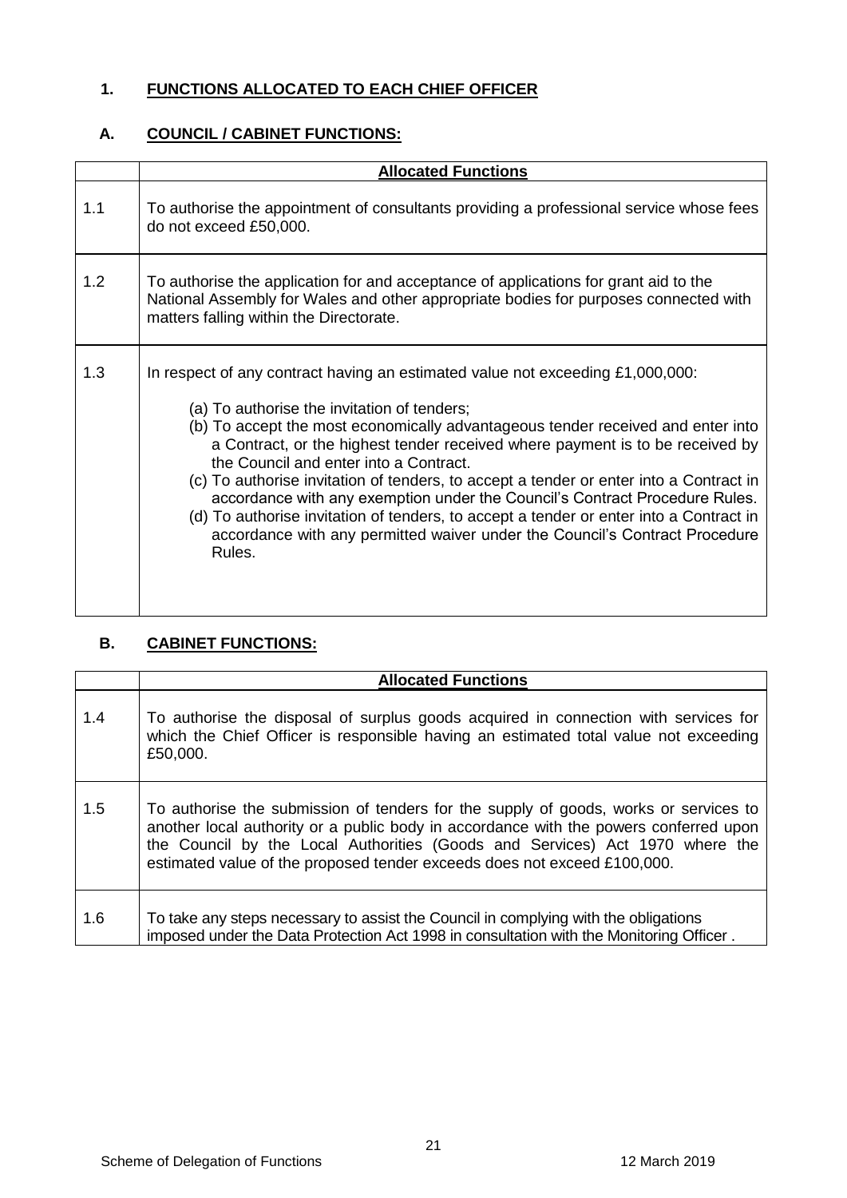## 1. FUNCTIONS ALLOCATED TO EACH CHIEF OFFICER

### A. COUNCIL / CABINET FUNCTIONS:

| | **Allocated Functions** |
|---|---|
| 1.1 | To authorise the appointment of consultants providing a professional service whose fees do not exceed £50,000. |
| 1.2 | To authorise the application for and acceptance of applications for grant aid to the National Assembly for Wales and other appropriate bodies for purposes connected with matters falling within the Directorate. |
| 1.3 | In respect of any contract having an estimated value not exceeding £1,000,000:<br><br>(a) To authorise the invitation of tenders;<br>(b) To accept the most economically advantageous tender received and enter into a Contract, or the highest tender received where payment is to be received by the Council and enter into a Contract.<br>(c) To authorise invitation of tenders, to accept a tender or enter into a Contract in accordance with any exemption under the Council's Contract Procedure Rules.<br>(d) To authorise invitation of tenders, to accept a tender or enter into a Contract in accordance with any permitted waiver under the Council's Contract Procedure Rules. |

### B. CABINET FUNCTIONS:

| | **Allocated Functions** |
|---|---|
| 1.4 | To authorise the disposal of surplus goods acquired in connection with services for which the Chief Officer is responsible having an estimated total value not exceeding £50,000. |
| 1.5 | To authorise the submission of tenders for the supply of goods, works or services to another local authority or a public body in accordance with the powers conferred upon the Council by the Local Authorities (Goods and Services) Act 1970 where the estimated value of the proposed tender exceeds does not exceed £100,000. |
| 1.6 | To take any steps necessary to assist the Council in complying with the obligations imposed under the Data Protection Act 1998 in consultation with the Monitoring Officer . |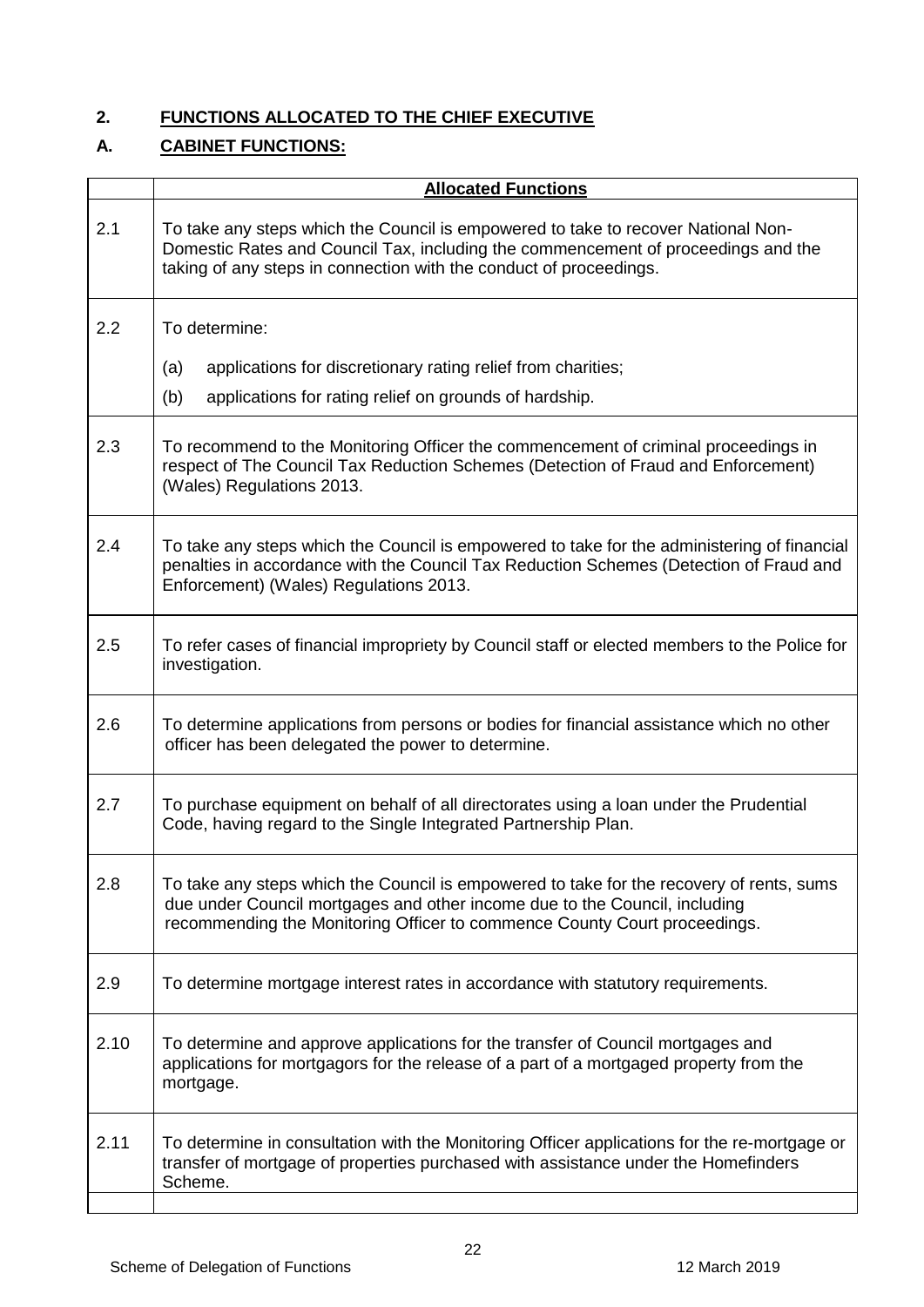## 2. FUNCTIONS ALLOCATED TO THE CHIEF EXECUTIVE

### A. CABINET FUNCTIONS:

| | **Allocated Functions** |
|---|---|
| 2.1 | To take any steps which the Council is empowered to take to recover National Non-Domestic Rates and Council Tax, including the commencement of proceedings and the taking of any steps in connection with the conduct of proceedings. |
| 2.2 | To determine:<br>(a) applications for discretionary rating relief from charities;<br>(b) applications for rating relief on grounds of hardship. |
| 2.3 | To recommend to the Monitoring Officer the commencement of criminal proceedings in respect of The Council Tax Reduction Schemes (Detection of Fraud and Enforcement) (Wales) Regulations 2013. |
| 2.4 | To take any steps which the Council is empowered to take for the administering of financial penalties in accordance with the Council Tax Reduction Schemes (Detection of Fraud and Enforcement) (Wales) Regulations 2013. |
| 2.5 | To refer cases of financial impropriety by Council staff or elected members to the Police for investigation. |
| 2.6 | To determine applications from persons or bodies for financial assistance which no other officer has been delegated the power to determine. |
| 2.7 | To purchase equipment on behalf of all directorates using a loan under the Prudential Code, having regard to the Single Integrated Partnership Plan. |
| 2.8 | To take any steps which the Council is empowered to take for the recovery of rents, sums due under Council mortgages and other income due to the Council, including recommending the Monitoring Officer to commence County Court proceedings. |
| 2.9 | To determine mortgage interest rates in accordance with statutory requirements. |
| 2.10 | To determine and approve applications for the transfer of Council mortgages and applications for mortgagors for the release of a part of a mortgaged property from the mortgage. |
| 2.11 | To determine in consultation with the Monitoring Officer applications for the re-mortgage or transfer of mortgage of properties purchased with assistance under the Homefinders Scheme. |
| | |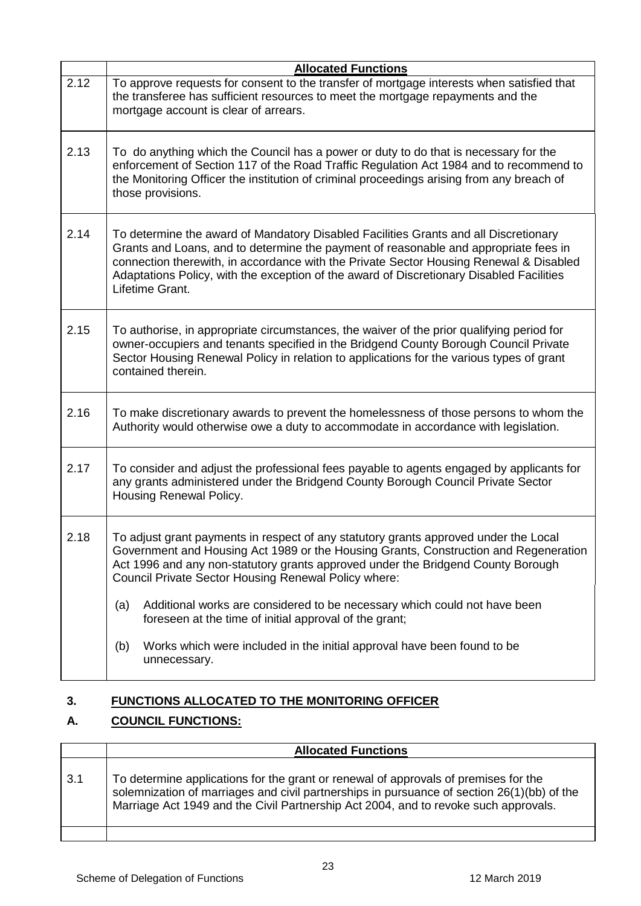| | **Allocated Functions** |
|---|---|
| 2.12 | To approve requests for consent to the transfer of mortgage interests when satisfied that the transferee has sufficient resources to meet the mortgage repayments and the mortgage account is clear of arrears. |
| 2.13 | To do anything which the Council has a power or duty to do that is necessary for the enforcement of Section 117 of the Road Traffic Regulation Act 1984 and to recommend to the Monitoring Officer the institution of criminal proceedings arising from any breach of those provisions. |
| 2.14 | To determine the award of Mandatory Disabled Facilities Grants and all Discretionary Grants and Loans, and to determine the payment of reasonable and appropriate fees in connection therewith, in accordance with the Private Sector Housing Renewal & Disabled Adaptations Policy, with the exception of the award of Discretionary Disabled Facilities Lifetime Grant. |
| 2.15 | To authorise, in appropriate circumstances, the waiver of the prior qualifying period for owner-occupiers and tenants specified in the Bridgend County Borough Council Private Sector Housing Renewal Policy in relation to applications for the various types of grant contained therein. |
| 2.16 | To make discretionary awards to prevent the homelessness of those persons to whom the Authority would otherwise owe a duty to accommodate in accordance with legislation. |
| 2.17 | To consider and adjust the professional fees payable to agents engaged by applicants for any grants administered under the Bridgend County Borough Council Private Sector Housing Renewal Policy. |
| 2.18 | To adjust grant payments in respect of any statutory grants approved under the Local Government and Housing Act 1989 or the Housing Grants, Construction and Regeneration Act 1996 and any non-statutory grants approved under the Bridgend County Borough Council Private Sector Housing Renewal Policy where:<br><br>(a) Additional works are considered to be necessary which could not have been foreseen at the time of initial approval of the grant;<br><br>(b) Works which were included in the initial approval have been found to be unnecessary. |

## 3. FUNCTIONS ALLOCATED TO THE MONITORING OFFICER

### A. COUNCIL FUNCTIONS:

| | **Allocated Functions** |
|---|---|
| 3.1 | To determine applications for the grant or renewal of approvals of premises for the solemnization of marriages and civil partnerships in pursuance of section 26(1)(bb) of the Marriage Act 1949 and the Civil Partnership Act 2004, and to revoke such approvals. |
| | |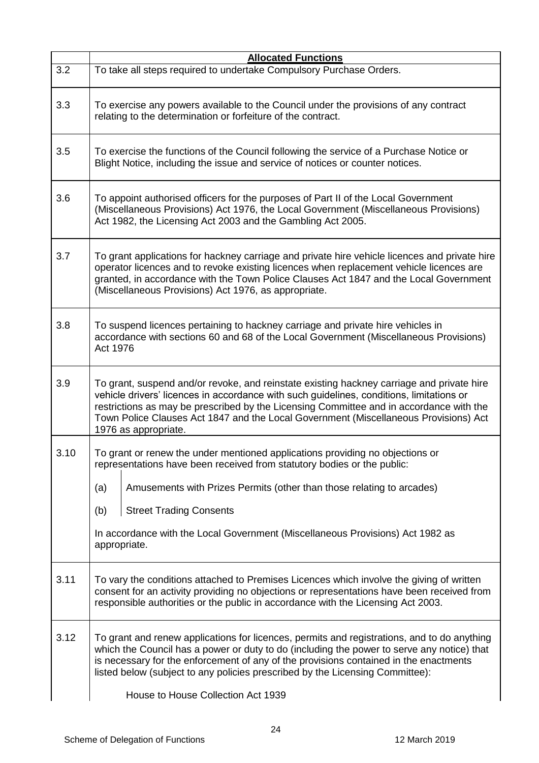| | **Allocated Functions** |
|---|---|
| 3.2 | To take all steps required to undertake Compulsory Purchase Orders. |
| 3.3 | To exercise any powers available to the Council under the provisions of any contract relating to the determination or forfeiture of the contract. |
| 3.5 | To exercise the functions of the Council following the service of a Purchase Notice or Blight Notice, including the issue and service of notices or counter notices. |
| 3.6 | To appoint authorised officers for the purposes of Part II of the Local Government (Miscellaneous Provisions) Act 1976, the Local Government (Miscellaneous Provisions) Act 1982, the Licensing Act 2003 and the Gambling Act 2005. |
| 3.7 | To grant applications for hackney carriage and private hire vehicle licences and private hire operator licences and to revoke existing licences when replacement vehicle licences are granted, in accordance with the Town Police Clauses Act 1847 and the Local Government (Miscellaneous Provisions) Act 1976, as appropriate. |
| 3.8 | To suspend licences pertaining to hackney carriage and private hire vehicles in accordance with sections 60 and 68 of the Local Government (Miscellaneous Provisions) Act 1976 |
| 3.9 | To grant, suspend and/or revoke, and reinstate existing hackney carriage and private hire vehicle drivers' licences in accordance with such guidelines, conditions, limitations or restrictions as may be prescribed by the Licensing Committee and in accordance with the Town Police Clauses Act 1847 and the Local Government (Miscellaneous Provisions) Act 1976 as appropriate. |
| 3.10 | To grant or renew the under mentioned applications providing no objections or representations have been received from statutory bodies or the public:<br><br>(a) Amusements with Prizes Permits (other than those relating to arcades)<br><br>(b) Street Trading Consents<br><br>In accordance with the Local Government (Miscellaneous Provisions) Act 1982 as appropriate. |
| 3.11 | To vary the conditions attached to Premises Licences which involve the giving of written consent for an activity providing no objections or representations have been received from responsible authorities or the public in accordance with the Licensing Act 2003. |
| 3.12 | To grant and renew applications for licences, permits and registrations, and to do anything which the Council has a power or duty to do (including the power to serve any notice) that is necessary for the enforcement of any of the provisions contained in the enactments listed below (subject to any policies prescribed by the Licensing Committee):<br><br>House to House Collection Act 1939 |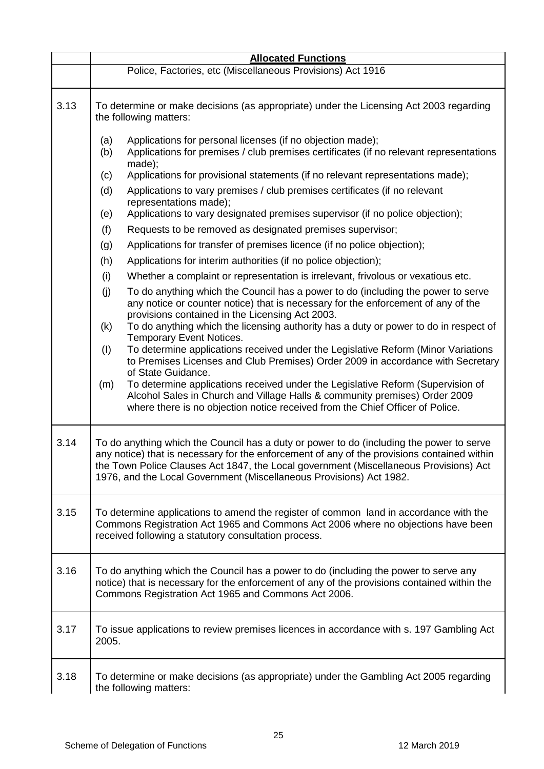| | **Allocated Functions** |
|---|---|
| | Police, Factories, etc (Miscellaneous Provisions) Act 1916 |
| 3.13 | To determine or make decisions (as appropriate) under the Licensing Act 2003 regarding the following matters:<br><br>(a) Applications for personal licenses (if no objection made);<br>(b) Applications for premises / club premises certificates (if no relevant representations made);<br>(c) Applications for provisional statements (if no relevant representations made);<br>(d) Applications to vary premises / club premises certificates (if no relevant representations made);<br>(e) Applications to vary designated premises supervisor (if no police objection);<br>(f) Requests to be removed as designated premises supervisor;<br>(g) Applications for transfer of premises licence (if no police objection);<br>(h) Applications for interim authorities (if no police objection);<br>(i) Whether a complaint or representation is irrelevant, frivolous or vexatious etc.<br>(j) To do anything which the Council has a power to do (including the power to serve any notice or counter notice) that is necessary for the enforcement of any of the provisions contained in the Licensing Act 2003.<br>(k) To do anything which the licensing authority has a duty or power to do in respect of Temporary Event Notices.<br>(l) To determine applications received under the Legislative Reform (Minor Variations to Premises Licenses and Club Premises) Order 2009 in accordance with Secretary of State Guidance.<br>(m) To determine applications received under the Legislative Reform (Supervision of Alcohol Sales in Church and Village Halls & community premises) Order 2009 where there is no objection notice received from the Chief Officer of Police. |
| 3.14 | To do anything which the Council has a duty or power to do (including the power to serve any notice) that is necessary for the enforcement of any of the provisions contained within the Town Police Clauses Act 1847, the Local government (Miscellaneous Provisions) Act 1976, and the Local Government (Miscellaneous Provisions) Act 1982. |
| 3.15 | To determine applications to amend the register of common land in accordance with the Commons Registration Act 1965 and Commons Act 2006 where no objections have been received following a statutory consultation process. |
| 3.16 | To do anything which the Council has a power to do (including the power to serve any notice) that is necessary for the enforcement of any of the provisions contained within the Commons Registration Act 1965 and Commons Act 2006. |
| 3.17 | To issue applications to review premises licences in accordance with s. 197 Gambling Act 2005. |
| 3.18 | To determine or make decisions (as appropriate) under the Gambling Act 2005 regarding the following matters: |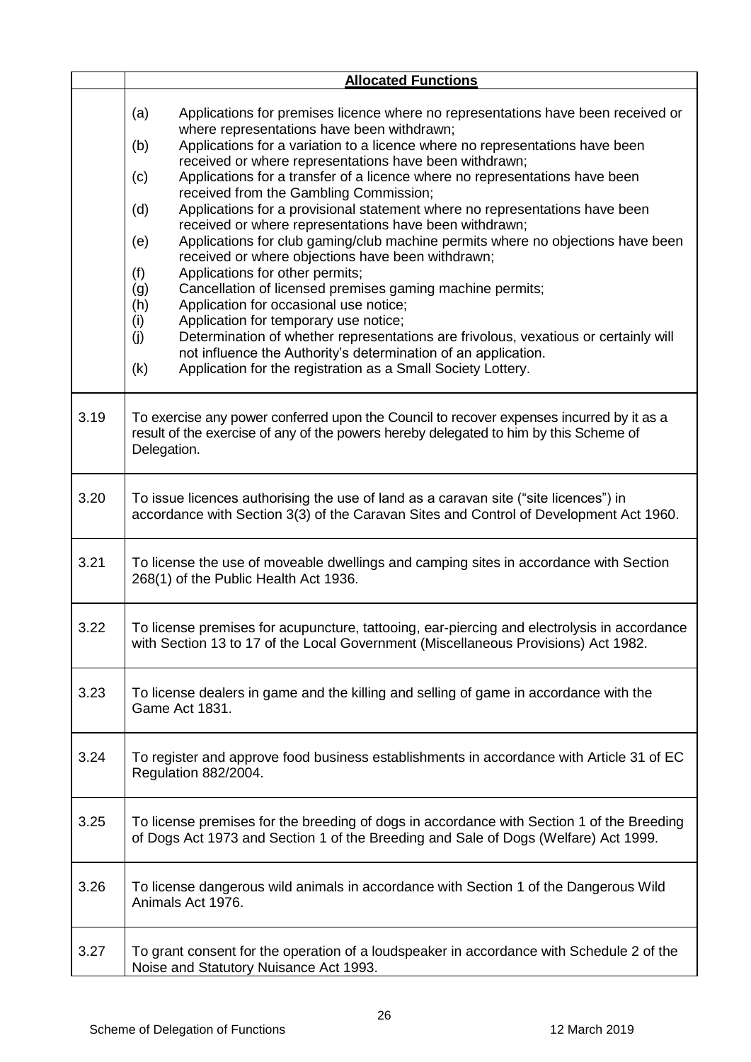| | **Allocated Functions** |
|---|---|
| | (a) Applications for premises licence where no representations have been received or where representations have been withdrawn;<br>(b) Applications for a variation to a licence where no representations have been received or where representations have been withdrawn;<br>(c) Applications for a transfer of a licence where no representations have been received from the Gambling Commission;<br>(d) Applications for a provisional statement where no representations have been received or where representations have been withdrawn;<br>(e) Applications for club gaming/club machine permits where no objections have been received or where objections have been withdrawn;<br>(f) Applications for other permits;<br>(g) Cancellation of licensed premises gaming machine permits;<br>(h) Application for occasional use notice;<br>(i) Application for temporary use notice;<br>(j) Determination of whether representations are frivolous, vexatious or certainly will not influence the Authority's determination of an application.<br>(k) Application for the registration as a Small Society Lottery. |
| 3.19 | To exercise any power conferred upon the Council to recover expenses incurred by it as a result of the exercise of any of the powers hereby delegated to him by this Scheme of Delegation. |
| 3.20 | To issue licences authorising the use of land as a caravan site ("site licences") in accordance with Section 3(3) of the Caravan Sites and Control of Development Act 1960. |
| 3.21 | To license the use of moveable dwellings and camping sites in accordance with Section 268(1) of the Public Health Act 1936. |
| 3.22 | To license premises for acupuncture, tattooing, ear-piercing and electrolysis in accordance with Section 13 to 17 of the Local Government (Miscellaneous Provisions) Act 1982. |
| 3.23 | To license dealers in game and the killing and selling of game in accordance with the Game Act 1831. |
| 3.24 | To register and approve food business establishments in accordance with Article 31 of EC Regulation 882/2004. |
| 3.25 | To license premises for the breeding of dogs in accordance with Section 1 of the Breeding of Dogs Act 1973 and Section 1 of the Breeding and Sale of Dogs (Welfare) Act 1999. |
| 3.26 | To license dangerous wild animals in accordance with Section 1 of the Dangerous Wild Animals Act 1976. |
| 3.27 | To grant consent for the operation of a loudspeaker in accordance with Schedule 2 of the Noise and Statutory Nuisance Act 1993. |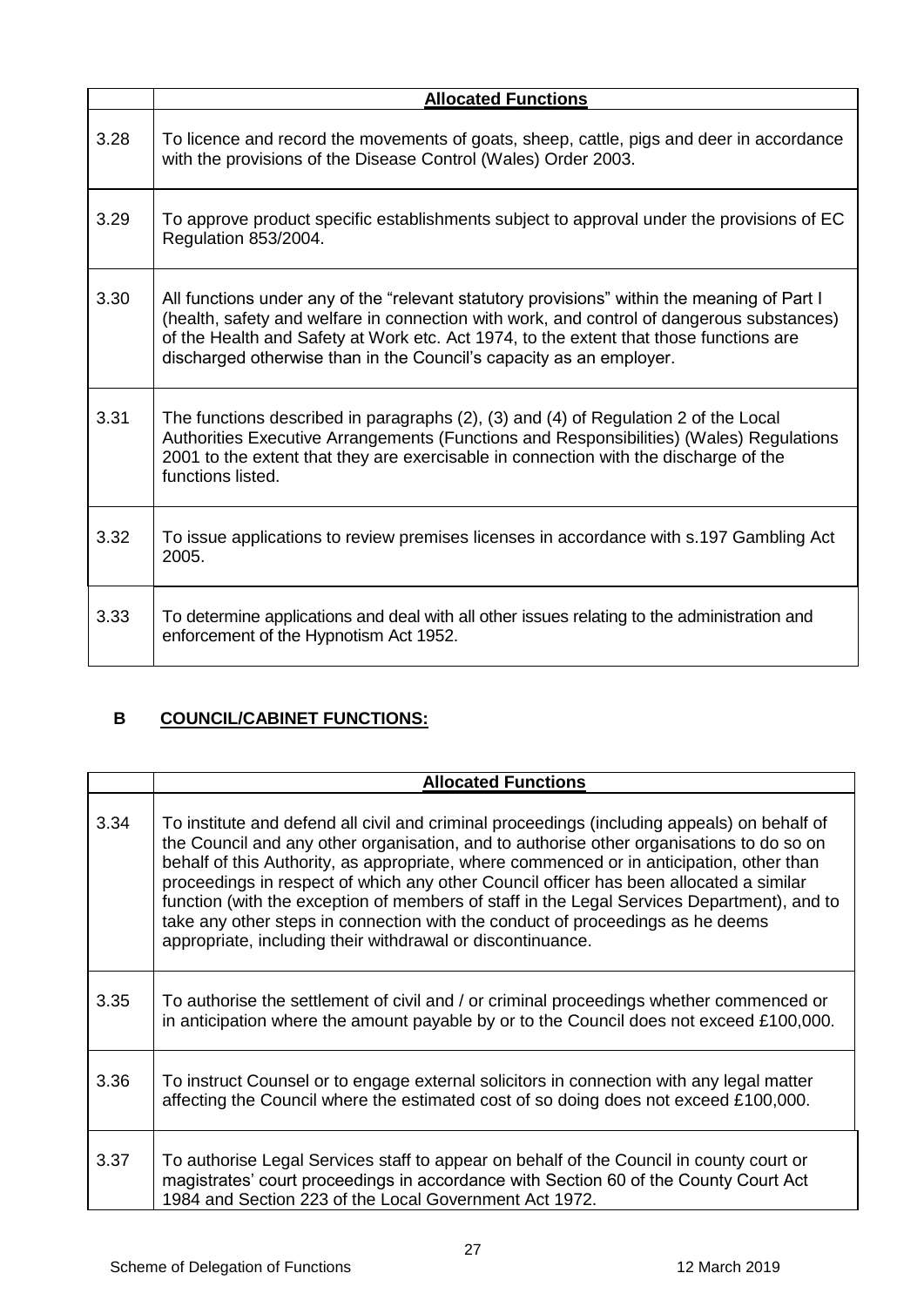| | Allocated Functions |
|---|---|
| 3.28 | To licence and record the movements of goats, sheep, cattle, pigs and deer in accordance with the provisions of the Disease Control (Wales) Order 2003. |
| 3.29 | To approve product specific establishments subject to approval under the provisions of EC Regulation 853/2004. |
| 3.30 | All functions under any of the "relevant statutory provisions" within the meaning of Part I (health, safety and welfare in connection with work, and control of dangerous substances) of the Health and Safety at Work etc. Act 1974, to the extent that those functions are discharged otherwise than in the Council's capacity as an employer. |
| 3.31 | The functions described in paragraphs (2), (3) and (4) of Regulation 2 of the Local Authorities Executive Arrangements (Functions and Responsibilities) (Wales) Regulations 2001 to the extent that they are exercisable in connection with the discharge of the functions listed. |
| 3.32 | To issue applications to review premises licenses in accordance with s.197 Gambling Act 2005. |
| 3.33 | To determine applications and deal with all other issues relating to the administration and enforcement of the Hypnotism Act 1952. |

## B COUNCIL/CABINET FUNCTIONS:

| | Allocated Functions |
|---|---|
| 3.34 | To institute and defend all civil and criminal proceedings (including appeals) on behalf of the Council and any other organisation, and to authorise other organisations to do so on behalf of this Authority, as appropriate, where commenced or in anticipation, other than proceedings in respect of which any other Council officer has been allocated a similar function (with the exception of members of staff in the Legal Services Department), and to take any other steps in connection with the conduct of proceedings as he deems appropriate, including their withdrawal or discontinuance. |
| 3.35 | To authorise the settlement of civil and / or criminal proceedings whether commenced or in anticipation where the amount payable by or to the Council does not exceed £100,000. |
| 3.36 | To instruct Counsel or to engage external solicitors in connection with any legal matter affecting the Council where the estimated cost of so doing does not exceed £100,000. |
| 3.37 | To authorise Legal Services staff to appear on behalf of the Council in county court or magistrates' court proceedings in accordance with Section 60 of the County Court Act 1984 and Section 223 of the Local Government Act 1972. |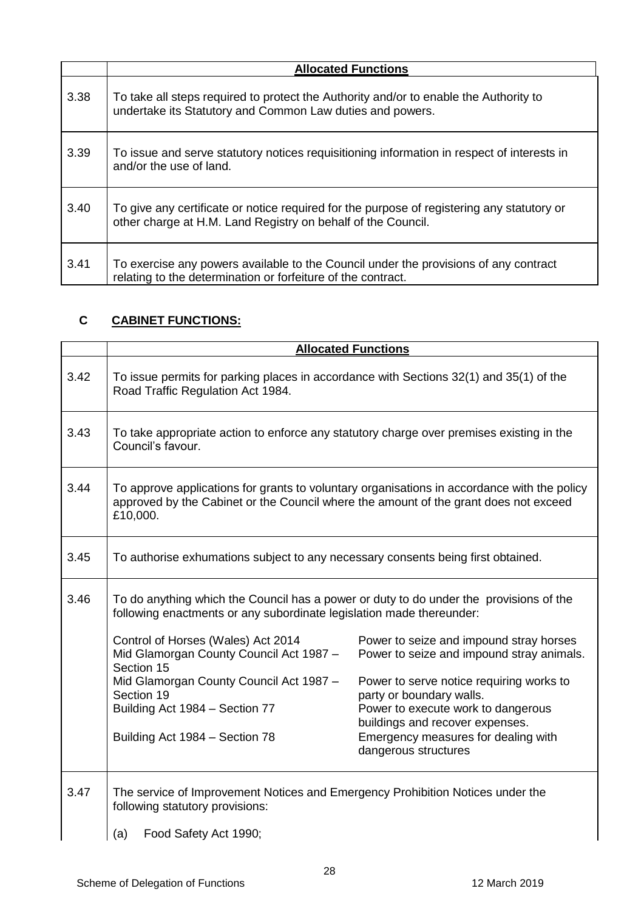| | **Allocated Functions** |
|---|---|
| 3.38 | To take all steps required to protect the Authority and/or to enable the Authority to undertake its Statutory and Common Law duties and powers. |
| 3.39 | To issue and serve statutory notices requisitioning information in respect of interests in and/or the use of land. |
| 3.40 | To give any certificate or notice required for the purpose of registering any statutory or other charge at H.M. Land Registry on behalf of the Council. |
| 3.41 | To exercise any powers available to the Council under the provisions of any contract relating to the determination or forfeiture of the contract. |

## C **CABINET FUNCTIONS:**

| | **Allocated Functions** |
|---|---|
| 3.42 | To issue permits for parking places in accordance with Sections 32(1) and 35(1) of the Road Traffic Regulation Act 1984. |
| 3.43 | To take appropriate action to enforce any statutory charge over premises existing in the Council's favour. |
| 3.44 | To approve applications for grants to voluntary organisations in accordance with the policy approved by the Cabinet or the Council where the amount of the grant does not exceed £10,000. |
| 3.45 | To authorise exhumations subject to any necessary consents being first obtained. |
| 3.46 | To do anything which the Council has a power or duty to do under the provisions of the following enactments or any subordinate legislation made thereunder:<br><br>Control of Horses (Wales) Act 2014 — Power to seize and impound stray horses<br>Mid Glamorgan County Council Act 1987 – Section 15 — Power to seize and impound stray animals.<br>Mid Glamorgan County Council Act 1987 – Section 19 — Power to serve notice requiring works to party or boundary walls.<br>Building Act 1984 – Section 77 — Power to execute work to dangerous buildings and recover expenses.<br>Building Act 1984 – Section 78 — Emergency measures for dealing with dangerous structures |
| 3.47 | The service of Improvement Notices and Emergency Prohibition Notices under the following statutory provisions:<br><br>(a) Food Safety Act 1990; |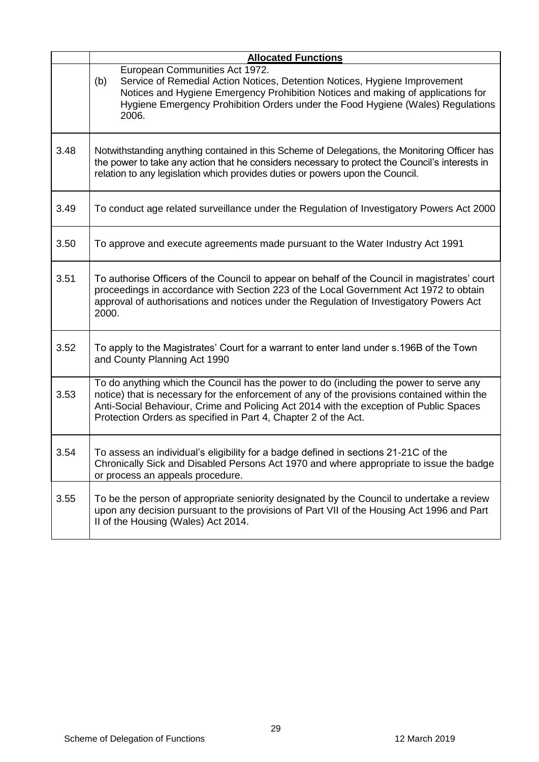| | **Allocated Functions** |
|---|---|
| | European Communities Act 1972.<br>(b) Service of Remedial Action Notices, Detention Notices, Hygiene Improvement Notices and Hygiene Emergency Prohibition Notices and making of applications for Hygiene Emergency Prohibition Orders under the Food Hygiene (Wales) Regulations 2006. |
| 3.48 | Notwithstanding anything contained in this Scheme of Delegations, the Monitoring Officer has the power to take any action that he considers necessary to protect the Council's interests in relation to any legislation which provides duties or powers upon the Council. |
| 3.49 | To conduct age related surveillance under the Regulation of Investigatory Powers Act 2000 |
| 3.50 | To approve and execute agreements made pursuant to the Water Industry Act 1991 |
| 3.51 | To authorise Officers of the Council to appear on behalf of the Council in magistrates' court proceedings in accordance with Section 223 of the Local Government Act 1972 to obtain approval of authorisations and notices under the Regulation of Investigatory Powers Act 2000. |
| 3.52 | To apply to the Magistrates' Court for a warrant to enter land under s.196B of the Town and County Planning Act 1990 |
| 3.53 | To do anything which the Council has the power to do (including the power to serve any notice) that is necessary for the enforcement of any of the provisions contained within the Anti-Social Behaviour, Crime and Policing Act 2014 with the exception of Public Spaces Protection Orders as specified in Part 4, Chapter 2 of the Act. |
| 3.54 | To assess an individual's eligibility for a badge defined in sections 21-21C of the Chronically Sick and Disabled Persons Act 1970 and where appropriate to issue the badge or process an appeals procedure. |
| 3.55 | To be the person of appropriate seniority designated by the Council to undertake a review upon any decision pursuant to the provisions of Part VII of the Housing Act 1996 and Part II of the Housing (Wales) Act 2014. |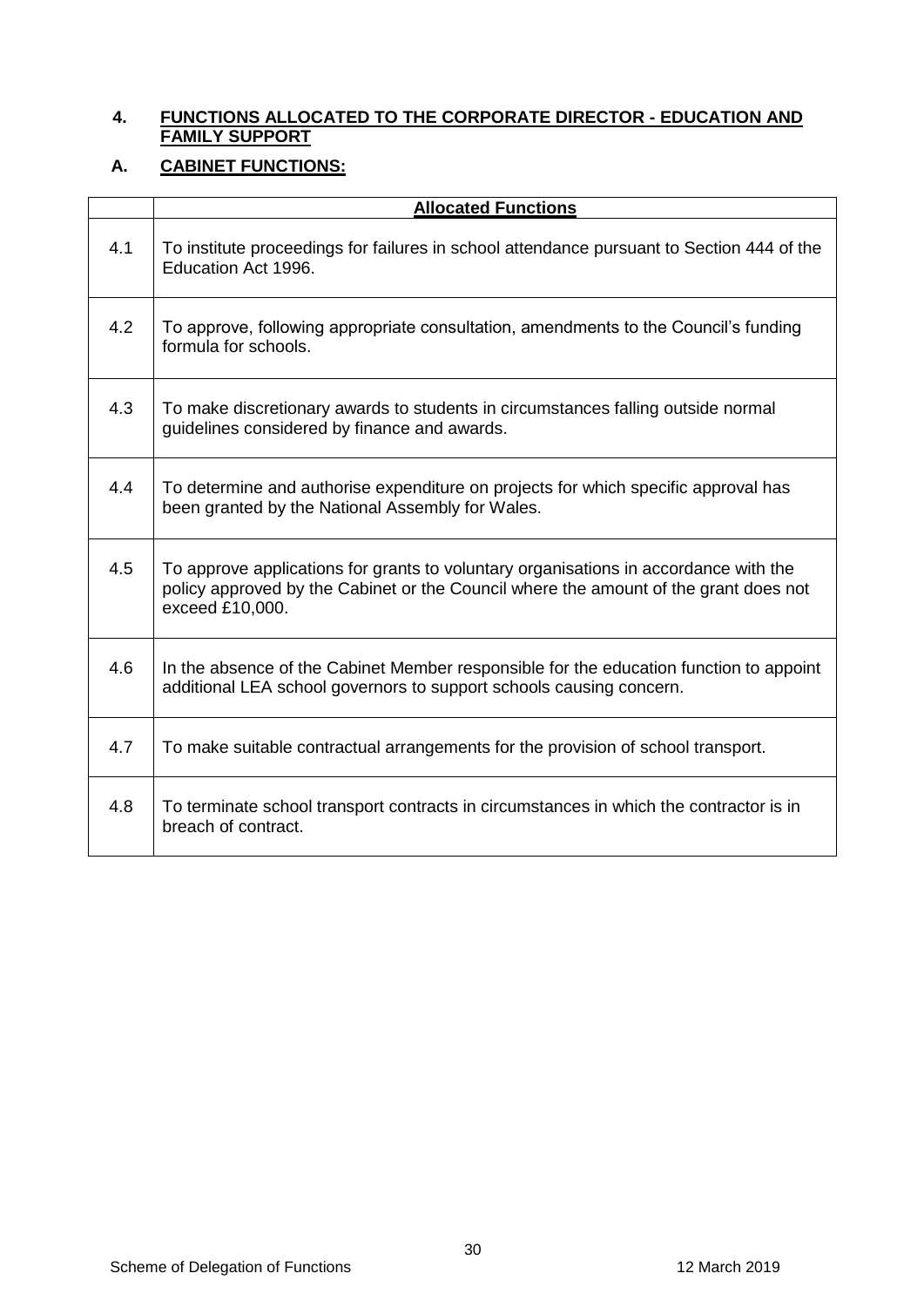## 4. FUNCTIONS ALLOCATED TO THE CORPORATE DIRECTOR - EDUCATION AND FAMILY SUPPORT

### A. CABINET FUNCTIONS:

| | **Allocated Functions** |
|---|---|
| 4.1 | To institute proceedings for failures in school attendance pursuant to Section 444 of the Education Act 1996. |
| 4.2 | To approve, following appropriate consultation, amendments to the Council's funding formula for schools. |
| 4.3 | To make discretionary awards to students in circumstances falling outside normal guidelines considered by finance and awards. |
| 4.4 | To determine and authorise expenditure on projects for which specific approval has been granted by the National Assembly for Wales. |
| 4.5 | To approve applications for grants to voluntary organisations in accordance with the policy approved by the Cabinet or the Council where the amount of the grant does not exceed £10,000. |
| 4.6 | In the absence of the Cabinet Member responsible for the education function to appoint additional LEA school governors to support schools causing concern. |
| 4.7 | To make suitable contractual arrangements for the provision of school transport. |
| 4.8 | To terminate school transport contracts in circumstances in which the contractor is in breach of contract. |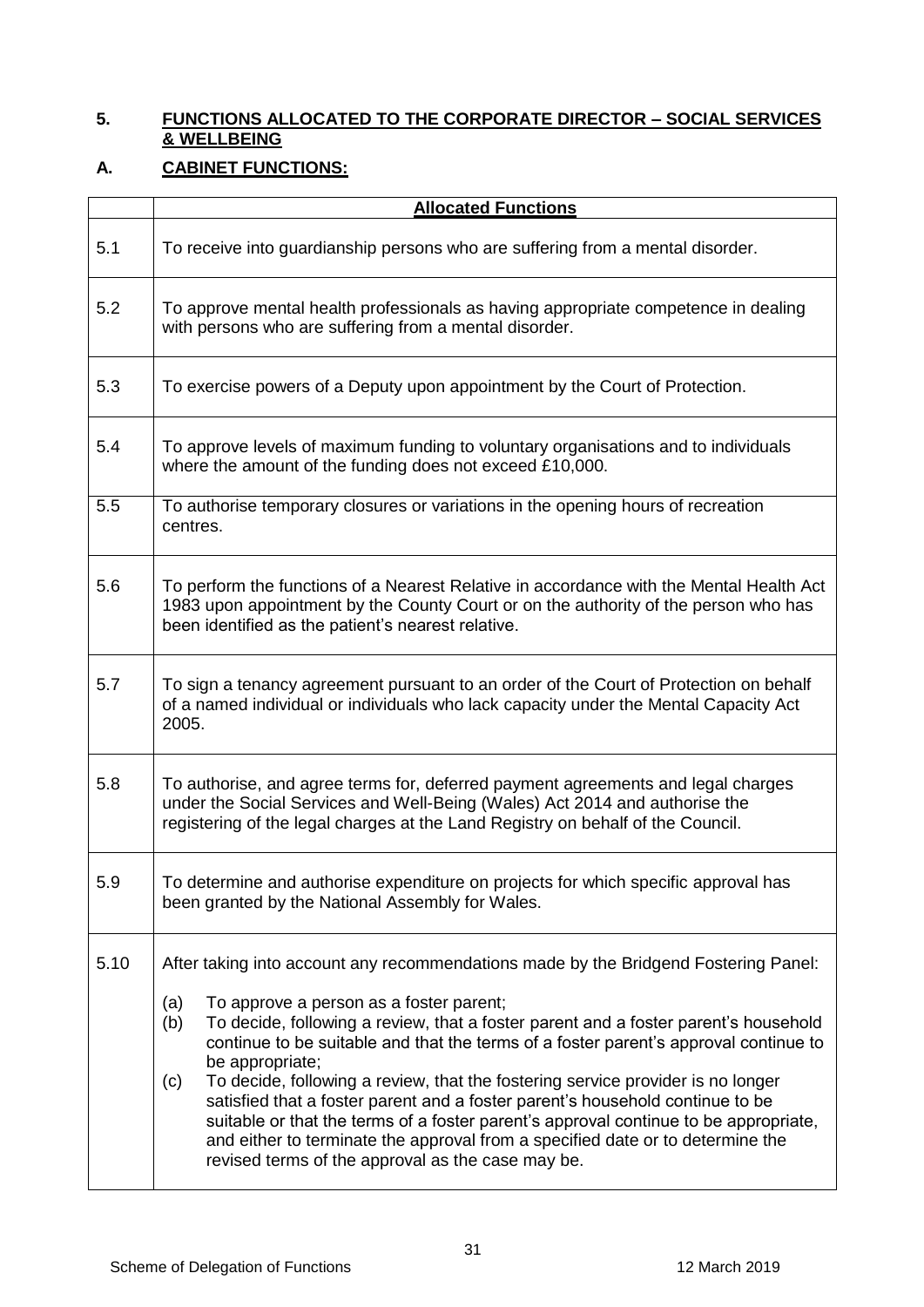## 5. FUNCTIONS ALLOCATED TO THE CORPORATE DIRECTOR – SOCIAL SERVICES & WELLBEING

### A. CABINET FUNCTIONS:

| | **Allocated Functions** |
|---|---|
| 5.1 | To receive into guardianship persons who are suffering from a mental disorder. |
| 5.2 | To approve mental health professionals as having appropriate competence in dealing with persons who are suffering from a mental disorder. |
| 5.3 | To exercise powers of a Deputy upon appointment by the Court of Protection. |
| 5.4 | To approve levels of maximum funding to voluntary organisations and to individuals where the amount of the funding does not exceed £10,000. |
| 5.5 | To authorise temporary closures or variations in the opening hours of recreation centres. |
| 5.6 | To perform the functions of a Nearest Relative in accordance with the Mental Health Act 1983 upon appointment by the County Court or on the authority of the person who has been identified as the patient's nearest relative. |
| 5.7 | To sign a tenancy agreement pursuant to an order of the Court of Protection on behalf of a named individual or individuals who lack capacity under the Mental Capacity Act 2005. |
| 5.8 | To authorise, and agree terms for, deferred payment agreements and legal charges under the Social Services and Well-Being (Wales) Act 2014 and authorise the registering of the legal charges at the Land Registry on behalf of the Council. |
| 5.9 | To determine and authorise expenditure on projects for which specific approval has been granted by the National Assembly for Wales. |
| 5.10 | After taking into account any recommendations made by the Bridgend Fostering Panel:<br>(a) To approve a person as a foster parent;<br>(b) To decide, following a review, that a foster parent and a foster parent's household continue to be suitable and that the terms of a foster parent's approval continue to be appropriate;<br>(c) To decide, following a review, that the fostering service provider is no longer satisfied that a foster parent and a foster parent's household continue to be suitable or that the terms of a foster parent's approval continue to be appropriate, and either to terminate the approval from a specified date or to determine the revised terms of the approval as the case may be. |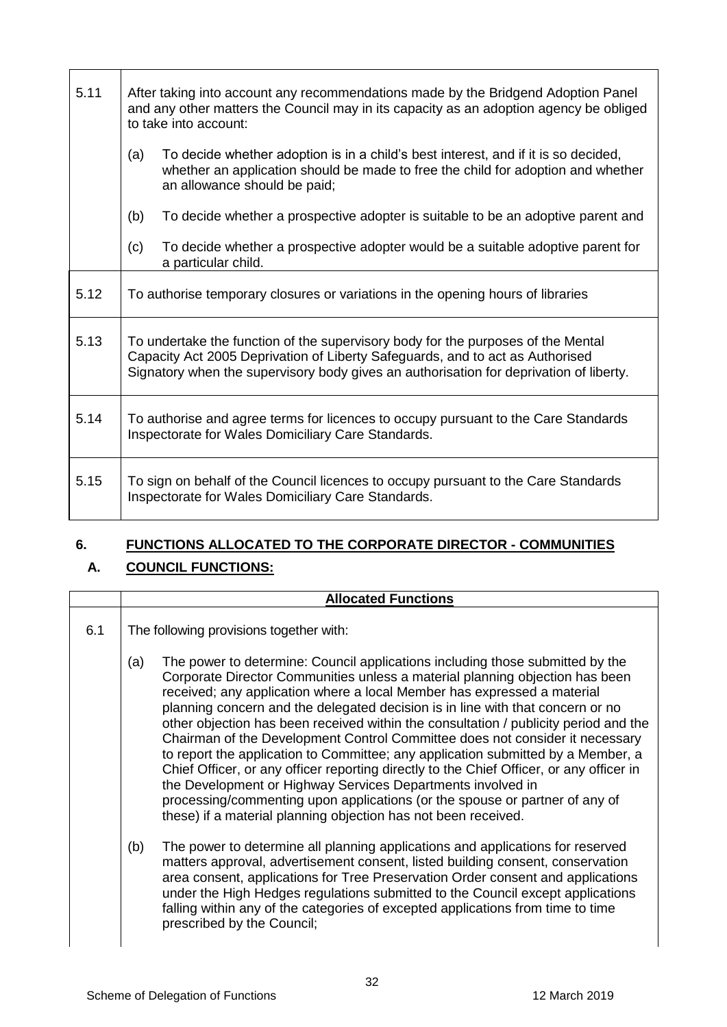| | |
|---|---|
| 5.11 | After taking into account any recommendations made by the Bridgend Adoption Panel and any other matters the Council may in its capacity as an adoption agency be obliged to take into account:<br><br>(a) To decide whether adoption is in a child's best interest, and if it is so decided, whether an application should be made to free the child for adoption and whether an allowance should be paid;<br><br>(b) To decide whether a prospective adopter is suitable to be an adoptive parent and<br><br>(c) To decide whether a prospective adopter would be a suitable adoptive parent for a particular child. |
| 5.12 | To authorise temporary closures or variations in the opening hours of libraries |
| 5.13 | To undertake the function of the supervisory body for the purposes of the Mental Capacity Act 2005 Deprivation of Liberty Safeguards, and to act as Authorised Signatory when the supervisory body gives an authorisation for deprivation of liberty. |
| 5.14 | To authorise and agree terms for licences to occupy pursuant to the Care Standards Inspectorate for Wales Domiciliary Care Standards. |
| 5.15 | To sign on behalf of the Council licences to occupy pursuant to the Care Standards Inspectorate for Wales Domiciliary Care Standards. |

## 6. FUNCTIONS ALLOCATED TO THE CORPORATE DIRECTOR - COMMUNITIES

### A. COUNCIL FUNCTIONS:

| | Allocated Functions |
|---|---|
| 6.1 | The following provisions together with:<br><br>(a) The power to determine: Council applications including those submitted by the Corporate Director Communities unless a material planning objection has been received; any application where a local Member has expressed a material planning concern and the delegated decision is in line with that concern or no other objection has been received within the consultation / publicity period and the Chairman of the Development Control Committee does not consider it necessary to report the application to Committee; any application submitted by a Member, a Chief Officer, or any officer reporting directly to the Chief Officer, or any officer in the Development or Highway Services Departments involved in processing/commenting upon applications (or the spouse or partner of any of these) if a material planning objection has not been received.<br><br>(b) The power to determine all planning applications and applications for reserved matters approval, advertisement consent, listed building consent, conservation area consent, applications for Tree Preservation Order consent and applications under the High Hedges regulations submitted to the Council except applications falling within any of the categories of excepted applications from time to time prescribed by the Council; |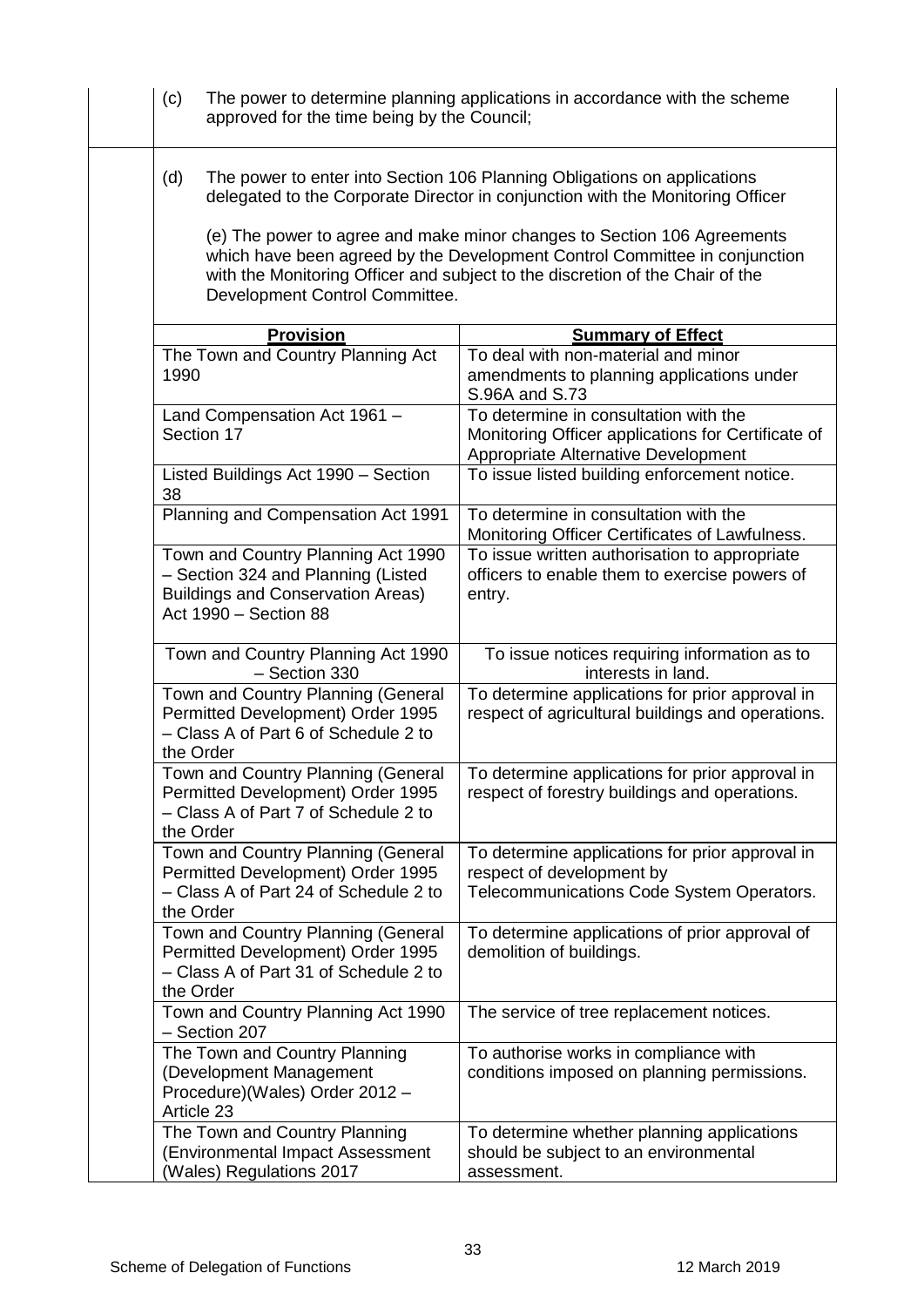(c) The power to determine planning applications in accordance with the scheme approved for the time being by the Council;

(d) The power to enter into Section 106 Planning Obligations on applications delegated to the Corporate Director in conjunction with the Monitoring Officer

(e) The power to agree and make minor changes to Section 106 Agreements which have been agreed by the Development Control Committee in conjunction with the Monitoring Officer and subject to the discretion of the Chair of the Development Control Committee.

| **Provision** | **Summary of Effect** |
|---|---|
| The Town and Country Planning Act 1990 | To deal with non-material and minor amendments to planning applications under S.96A and S.73 |
| Land Compensation Act 1961 – Section 17 | To determine in consultation with the Monitoring Officer applications for Certificate of Appropriate Alternative Development |
| Listed Buildings Act 1990 – Section 38 | To issue listed building enforcement notice. |
| Planning and Compensation Act 1991 | To determine in consultation with the Monitoring Officer Certificates of Lawfulness. |
| Town and Country Planning Act 1990 – Section 324 and Planning (Listed Buildings and Conservation Areas) Act 1990 – Section 88 | To issue written authorisation to appropriate officers to enable them to exercise powers of entry. |
| Town and Country Planning Act 1990 – Section 330 | To issue notices requiring information as to interests in land. |
| Town and Country Planning (General Permitted Development) Order 1995 – Class A of Part 6 of Schedule 2 to the Order | To determine applications for prior approval in respect of agricultural buildings and operations. |
| Town and Country Planning (General Permitted Development) Order 1995 – Class A of Part 7 of Schedule 2 to the Order | To determine applications for prior approval in respect of forestry buildings and operations. |
| Town and Country Planning (General Permitted Development) Order 1995 – Class A of Part 24 of Schedule 2 to the Order | To determine applications for prior approval in respect of development by Telecommunications Code System Operators. |
| Town and Country Planning (General Permitted Development) Order 1995 – Class A of Part 31 of Schedule 2 to the Order | To determine applications of prior approval of demolition of buildings. |
| Town and Country Planning Act 1990 – Section 207 | The service of tree replacement notices. |
| The Town and Country Planning (Development Management Procedure)(Wales) Order 2012 – Article 23 | To authorise works in compliance with conditions imposed on planning permissions. |
| The Town and Country Planning (Environmental Impact Assessment (Wales) Regulations 2017 | To determine whether planning applications should be subject to an environmental assessment. |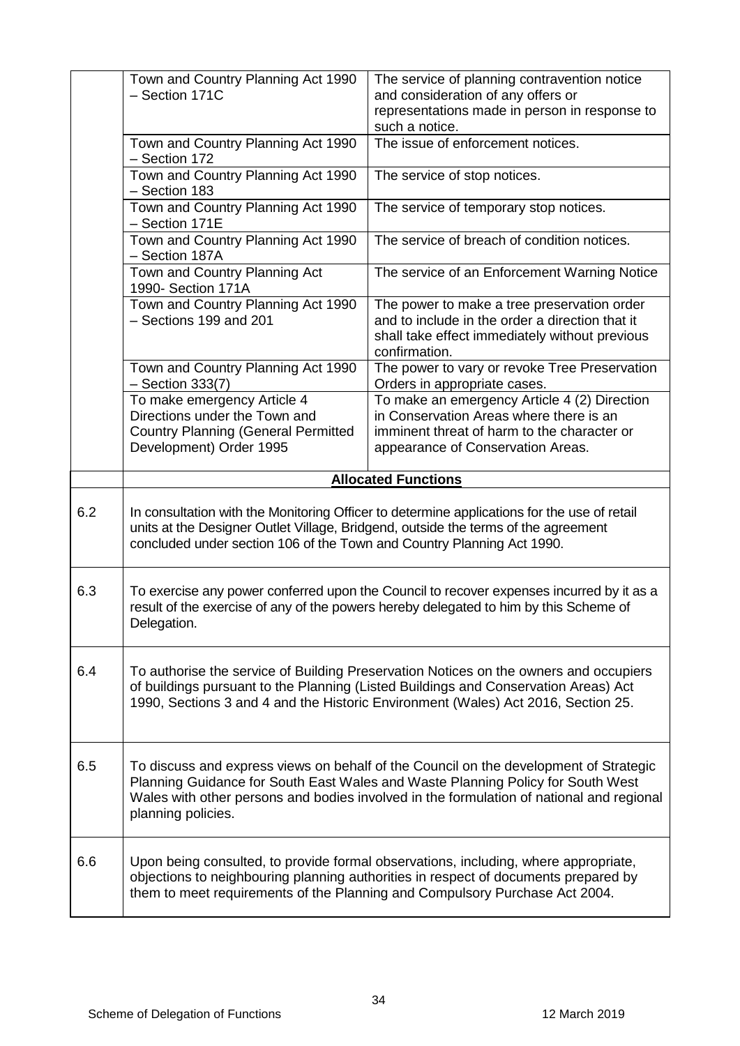| | | |
|---|---|---|
| | Town and Country Planning Act 1990 – Section 171C | The service of planning contravention notice and consideration of any offers or representations made in person in response to such a notice. |
| | Town and Country Planning Act 1990 – Section 172 | The issue of enforcement notices. |
| | Town and Country Planning Act 1990 – Section 183 | The service of stop notices. |
| | Town and Country Planning Act 1990 – Section 171E | The service of temporary stop notices. |
| | Town and Country Planning Act 1990 – Section 187A | The service of breach of condition notices. |
| | Town and Country Planning Act 1990- Section 171A | The service of an Enforcement Warning Notice |
| | Town and Country Planning Act 1990 – Sections 199 and 201 | The power to make a tree preservation order and to include in the order a direction that it shall take effect immediately without previous confirmation. |
| | Town and Country Planning Act 1990 – Section 333(7) | The power to vary or revoke Tree Preservation Orders in appropriate cases. |
| | To make emergency Article 4 Directions under the Town and Country Planning (General Permitted Development) Order 1995 | To make an emergency Article 4 (2) Direction in Conservation Areas where there is an imminent threat of harm to the character or appearance of Conservation Areas. |
| | **Allocated Functions** | |
| 6.2 | In consultation with the Monitoring Officer to determine applications for the use of retail units at the Designer Outlet Village, Bridgend, outside the terms of the agreement concluded under section 106 of the Town and Country Planning Act 1990. | |
| 6.3 | To exercise any power conferred upon the Council to recover expenses incurred by it as a result of the exercise of any of the powers hereby delegated to him by this Scheme of Delegation. | |
| 6.4 | To authorise the service of Building Preservation Notices on the owners and occupiers of buildings pursuant to the Planning (Listed Buildings and Conservation Areas) Act 1990, Sections 3 and 4 and the Historic Environment (Wales) Act 2016, Section 25. | |
| 6.5 | To discuss and express views on behalf of the Council on the development of Strategic Planning Guidance for South East Wales and Waste Planning Policy for South West Wales with other persons and bodies involved in the formulation of national and regional planning policies. | |
| 6.6 | Upon being consulted, to provide formal observations, including, where appropriate, objections to neighbouring planning authorities in respect of documents prepared by them to meet requirements of the Planning and Compulsory Purchase Act 2004. | |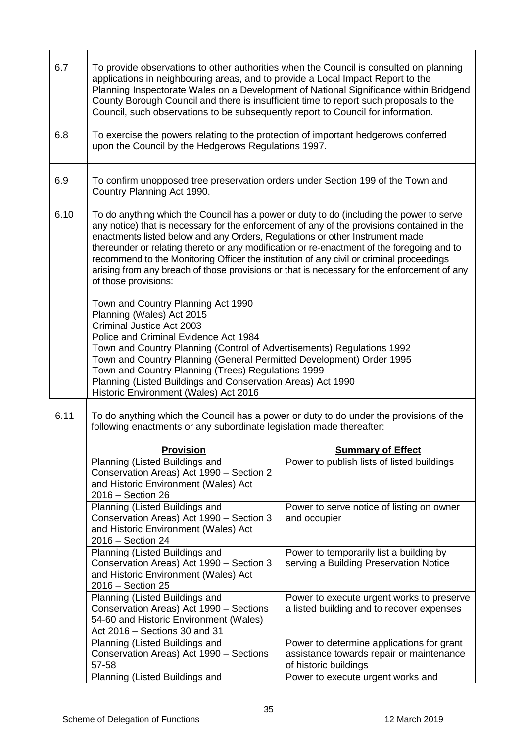| | |
|---|---|
| 6.7 | To provide observations to other authorities when the Council is consulted on planning applications in neighbouring areas, and to provide a Local Impact Report to the Planning Inspectorate Wales on a Development of National Significance within Bridgend County Borough Council and there is insufficient time to report such proposals to the Council, such observations to be subsequently report to Council for information. |
| 6.8 | To exercise the powers relating to the protection of important hedgerows conferred upon the Council by the Hedgerows Regulations 1997. |
| 6.9 | To confirm unopposed tree preservation orders under Section 199 of the Town and Country Planning Act 1990. |
| 6.10 | To do anything which the Council has a power or duty to do (including the power to serve any notice) that is necessary for the enforcement of any of the provisions contained in the enactments listed below and any Orders, Regulations or other Instrument made thereunder or relating thereto or any modification or re-enactment of the foregoing and to recommend to the Monitoring Officer the institution of any civil or criminal proceedings arising from any breach of those provisions or that is necessary for the enforcement of any of those provisions:<br><br>Town and Country Planning Act 1990<br>Planning (Wales) Act 2015<br>Criminal Justice Act 2003<br>Police and Criminal Evidence Act 1984<br>Town and Country Planning (Control of Advertisements) Regulations 1992<br>Town and Country Planning (General Permitted Development) Order 1995<br>Town and Country Planning (Trees) Regulations 1999<br>Planning (Listed Buildings and Conservation Areas) Act 1990<br>Historic Environment (Wales) Act 2016 |
| 6.11 | To do anything which the Council has a power or duty to do under the provisions of the following enactments or any subordinate legislation made thereafter: |

| **Provision** | **Summary of Effect** |
|---|---|
| Planning (Listed Buildings and Conservation Areas) Act 1990 – Section 2 and Historic Environment (Wales) Act 2016 – Section 26 | Power to publish lists of listed buildings |
| Planning (Listed Buildings and Conservation Areas) Act 1990 – Section 3 and Historic Environment (Wales) Act 2016 – Section 24 | Power to serve notice of listing on owner and occupier |
| Planning (Listed Buildings and Conservation Areas) Act 1990 – Section 3 and Historic Environment (Wales) Act 2016 – Section 25 | Power to temporarily list a building by serving a Building Preservation Notice |
| Planning (Listed Buildings and Conservation Areas) Act 1990 – Sections 54-60 and Historic Environment (Wales) Act 2016 – Sections 30 and 31 | Power to execute urgent works to preserve a listed building and to recover expenses |
| Planning (Listed Buildings and Conservation Areas) Act 1990 – Sections 57-58 | Power to determine applications for grant assistance towards repair or maintenance of historic buildings |
| Planning (Listed Buildings and | Power to execute urgent works and |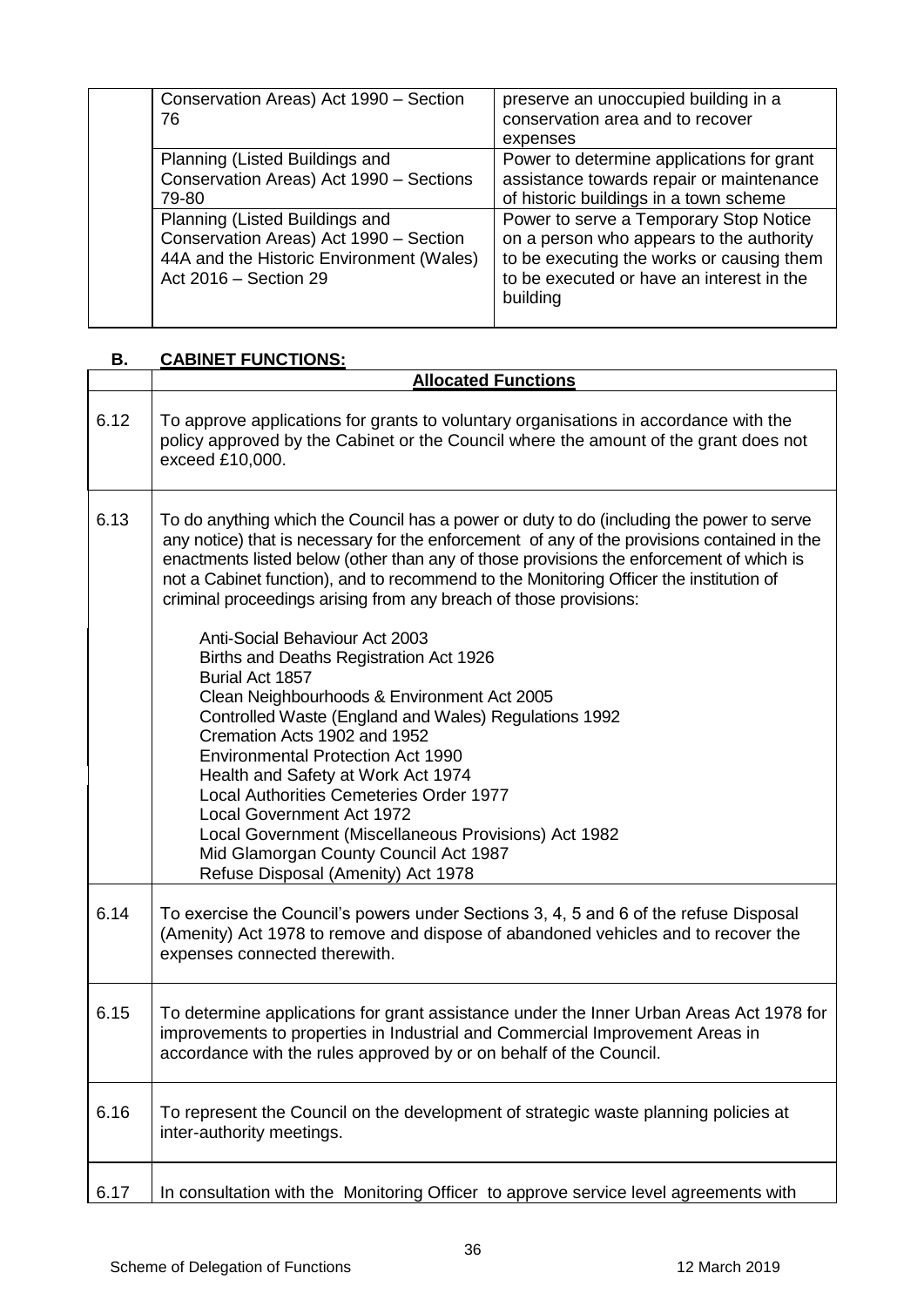| | | |
|---|---|---|
| | Conservation Areas) Act 1990 – Section 76 | preserve an unoccupied building in a conservation area and to recover expenses |
| | Planning (Listed Buildings and Conservation Areas) Act 1990 – Sections 79-80 | Power to determine applications for grant assistance towards repair or maintenance of historic buildings in a town scheme |
| | Planning (Listed Buildings and Conservation Areas) Act 1990 – Section 44A and the Historic Environment (Wales) Act 2016 – Section 29 | Power to serve a Temporary Stop Notice on a person who appears to the authority to be executing the works or causing them to be executed or have an interest in the building |

## B. CABINET FUNCTIONS:

| | **Allocated Functions** |
|---|---|
| 6.12 | To approve applications for grants to voluntary organisations in accordance with the policy approved by the Cabinet or the Council where the amount of the grant does not exceed £10,000. |
| 6.13 | To do anything which the Council has a power or duty to do (including the power to serve any notice) that is necessary for the enforcement of any of the provisions contained in the enactments listed below (other than any of those provisions the enforcement of which is not a Cabinet function), and to recommend to the Monitoring Officer the institution of criminal proceedings arising from any breach of those provisions:<br><br>Anti-Social Behaviour Act 2003<br>Births and Deaths Registration Act 1926<br>Burial Act 1857<br>Clean Neighbourhoods & Environment Act 2005<br>Controlled Waste (England and Wales) Regulations 1992<br>Cremation Acts 1902 and 1952<br>Environmental Protection Act 1990<br>Health and Safety at Work Act 1974<br>Local Authorities Cemeteries Order 1977<br>Local Government Act 1972<br>Local Government (Miscellaneous Provisions) Act 1982<br>Mid Glamorgan County Council Act 1987<br>Refuse Disposal (Amenity) Act 1978 |
| 6.14 | To exercise the Council's powers under Sections 3, 4, 5 and 6 of the refuse Disposal (Amenity) Act 1978 to remove and dispose of abandoned vehicles and to recover the expenses connected therewith. |
| 6.15 | To determine applications for grant assistance under the Inner Urban Areas Act 1978 for improvements to properties in Industrial and Commercial Improvement Areas in accordance with the rules approved by or on behalf of the Council. |
| 6.16 | To represent the Council on the development of strategic waste planning policies at inter-authority meetings. |
| 6.17 | In consultation with the Monitoring Officer to approve service level agreements with |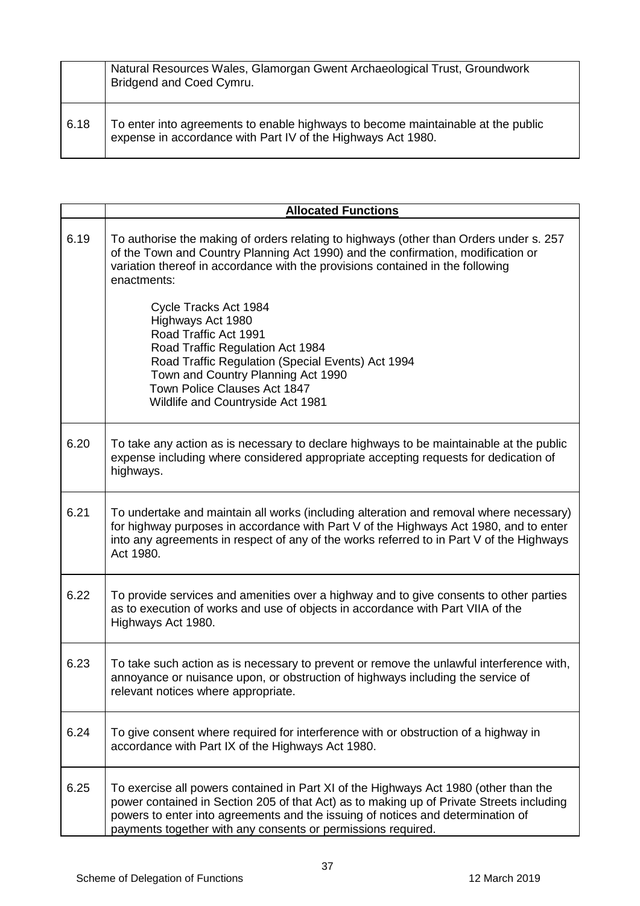| | |
|---|---|
| | Natural Resources Wales, Glamorgan Gwent Archaeological Trust, Groundwork Bridgend and Coed Cymru. |
| 6.18 | To enter into agreements to enable highways to become maintainable at the public expense in accordance with Part IV of the Highways Act 1980. |

| | **Allocated Functions** |
|---|---|
| 6.19 | To authorise the making of orders relating to highways (other than Orders under s. 257 of the Town and Country Planning Act 1990) and the confirmation, modification or variation thereof in accordance with the provisions contained in the following enactments:<br><br>Cycle Tracks Act 1984<br>Highways Act 1980<br>Road Traffic Act 1991<br>Road Traffic Regulation Act 1984<br>Road Traffic Regulation (Special Events) Act 1994<br>Town and Country Planning Act 1990<br>Town Police Clauses Act 1847<br>Wildlife and Countryside Act 1981 |
| 6.20 | To take any action as is necessary to declare highways to be maintainable at the public expense including where considered appropriate accepting requests for dedication of highways. |
| 6.21 | To undertake and maintain all works (including alteration and removal where necessary) for highway purposes in accordance with Part V of the Highways Act 1980, and to enter into any agreements in respect of any of the works referred to in Part V of the Highways Act 1980. |
| 6.22 | To provide services and amenities over a highway and to give consents to other parties as to execution of works and use of objects in accordance with Part VIIA of the Highways Act 1980. |
| 6.23 | To take such action as is necessary to prevent or remove the unlawful interference with, annoyance or nuisance upon, or obstruction of highways including the service of relevant notices where appropriate. |
| 6.24 | To give consent where required for interference with or obstruction of a highway in accordance with Part IX of the Highways Act 1980. |
| 6.25 | To exercise all powers contained in Part XI of the Highways Act 1980 (other than the power contained in Section 205 of that Act) as to making up of Private Streets including powers to enter into agreements and the issuing of notices and determination of payments together with any consents or permissions required. |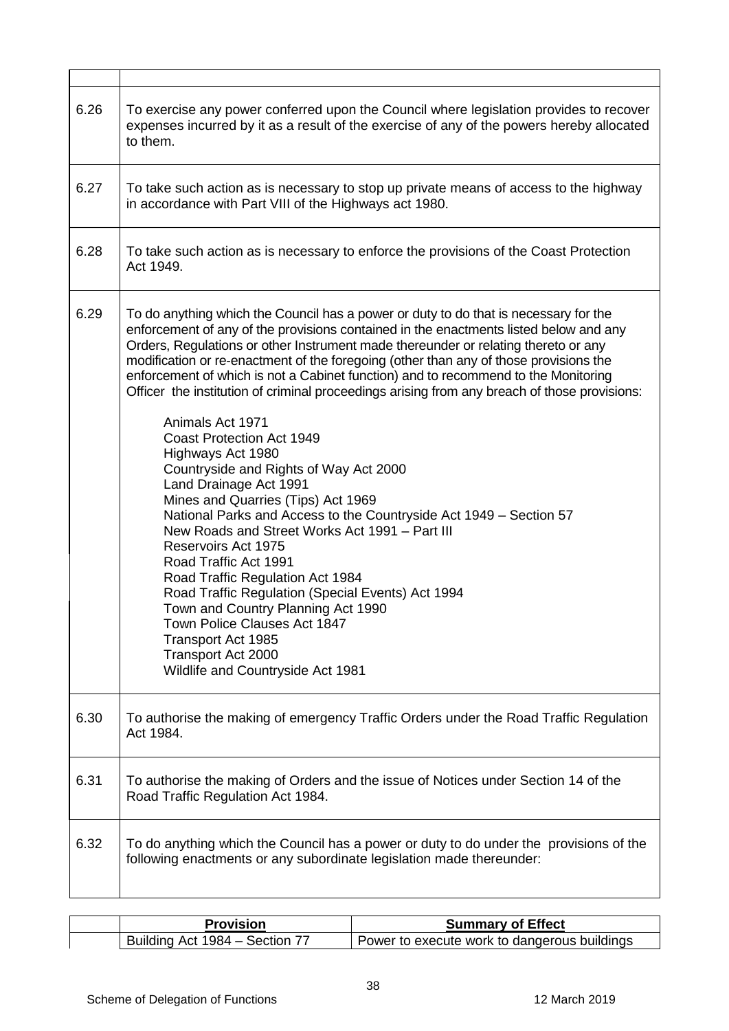| | |
|---|---|
| 6.26 | To exercise any power conferred upon the Council where legislation provides to recover expenses incurred by it as a result of the exercise of any of the powers hereby allocated to them. |
| 6.27 | To take such action as is necessary to stop up private means of access to the highway in accordance with Part VIII of the Highways act 1980. |
| 6.28 | To take such action as is necessary to enforce the provisions of the Coast Protection Act 1949. |
| 6.29 | To do anything which the Council has a power or duty to do that is necessary for the enforcement of any of the provisions contained in the enactments listed below and any Orders, Regulations or other Instrument made thereunder or relating thereto or any modification or re-enactment of the foregoing (other than any of those provisions the enforcement of which is not a Cabinet function) and to recommend to the Monitoring Officer the institution of criminal proceedings arising from any breach of those provisions:<br><br>Animals Act 1971<br>Coast Protection Act 1949<br>Highways Act 1980<br>Countryside and Rights of Way Act 2000<br>Land Drainage Act 1991<br>Mines and Quarries (Tips) Act 1969<br>National Parks and Access to the Countryside Act 1949 – Section 57<br>New Roads and Street Works Act 1991 – Part III<br>Reservoirs Act 1975<br>Road Traffic Act 1991<br>Road Traffic Regulation Act 1984<br>Road Traffic Regulation (Special Events) Act 1994<br>Town and Country Planning Act 1990<br>Town Police Clauses Act 1847<br>Transport Act 1985<br>Transport Act 2000<br>Wildlife and Countryside Act 1981 |
| 6.30 | To authorise the making of emergency Traffic Orders under the Road Traffic Regulation Act 1984. |
| 6.31 | To authorise the making of Orders and the issue of Notices under Section 14 of the Road Traffic Regulation Act 1984. |
| 6.32 | To do anything which the Council has a power or duty to do under the provisions of the following enactments or any subordinate legislation made thereunder: |

| | **Provision** | **Summary of Effect** |
|---|---|---|
| | Building Act 1984 – Section 77 | Power to execute work to dangerous buildings |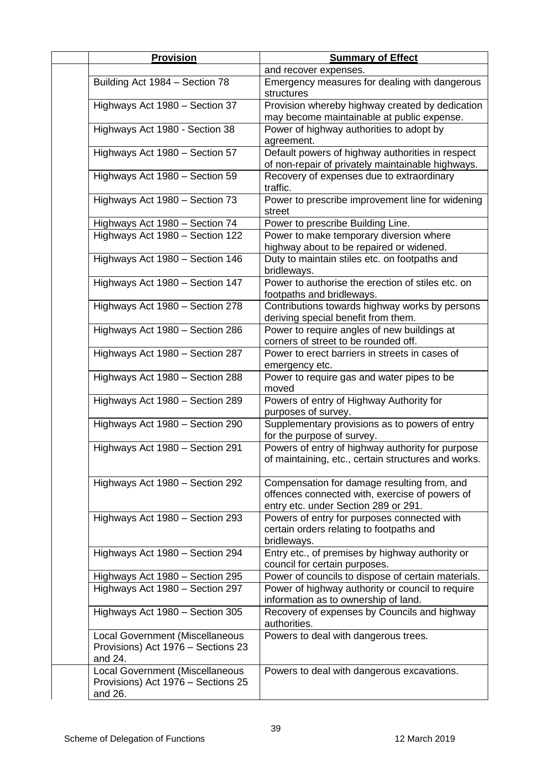| | Provision | Summary of Effect |
|---|---|---|
| | | and recover expenses. |
| | Building Act 1984 – Section 78 | Emergency measures for dealing with dangerous structures |
| | Highways Act 1980 – Section 37 | Provision whereby highway created by dedication may become maintainable at public expense. |
| | Highways Act 1980 - Section 38 | Power of highway authorities to adopt by agreement. |
| | Highways Act 1980 – Section 57 | Default powers of highway authorities in respect of non-repair of privately maintainable highways. |
| | Highways Act 1980 – Section 59 | Recovery of expenses due to extraordinary traffic. |
| | Highways Act 1980 – Section 73 | Power to prescribe improvement line for widening street |
| | Highways Act 1980 – Section 74 | Power to prescribe Building Line. |
| | Highways Act 1980 – Section 122 | Power to make temporary diversion where highway about to be repaired or widened. |
| | Highways Act 1980 – Section 146 | Duty to maintain stiles etc. on footpaths and bridleways. |
| | Highways Act 1980 – Section 147 | Power to authorise the erection of stiles etc. on footpaths and bridleways. |
| | Highways Act 1980 – Section 278 | Contributions towards highway works by persons deriving special benefit from them. |
| | Highways Act 1980 – Section 286 | Power to require angles of new buildings at corners of street to be rounded off. |
| | Highways Act 1980 – Section 287 | Power to erect barriers in streets in cases of emergency etc. |
| | Highways Act 1980 – Section 288 | Power to require gas and water pipes to be moved |
| | Highways Act 1980 – Section 289 | Powers of entry of Highway Authority for purposes of survey. |
| | Highways Act 1980 – Section 290 | Supplementary provisions as to powers of entry for the purpose of survey. |
| | Highways Act 1980 – Section 291 | Powers of entry of highway authority for purpose of maintaining, etc., certain structures and works. |
| | Highways Act 1980 – Section 292 | Compensation for damage resulting from, and offences connected with, exercise of powers of entry etc. under Section 289 or 291. |
| | Highways Act 1980 – Section 293 | Powers of entry for purposes connected with certain orders relating to footpaths and bridleways. |
| | Highways Act 1980 – Section 294 | Entry etc., of premises by highway authority or council for certain purposes. |
| | Highways Act 1980 – Section 295 | Power of councils to dispose of certain materials. |
| | Highways Act 1980 – Section 297 | Power of highway authority or council to require information as to ownership of land. |
| | Highways Act 1980 – Section 305 | Recovery of expenses by Councils and highway authorities. |
| | Local Government (Miscellaneous Provisions) Act 1976 – Sections 23 and 24. | Powers to deal with dangerous trees. |
| | Local Government (Miscellaneous Provisions) Act 1976 – Sections 25 and 26. | Powers to deal with dangerous excavations. |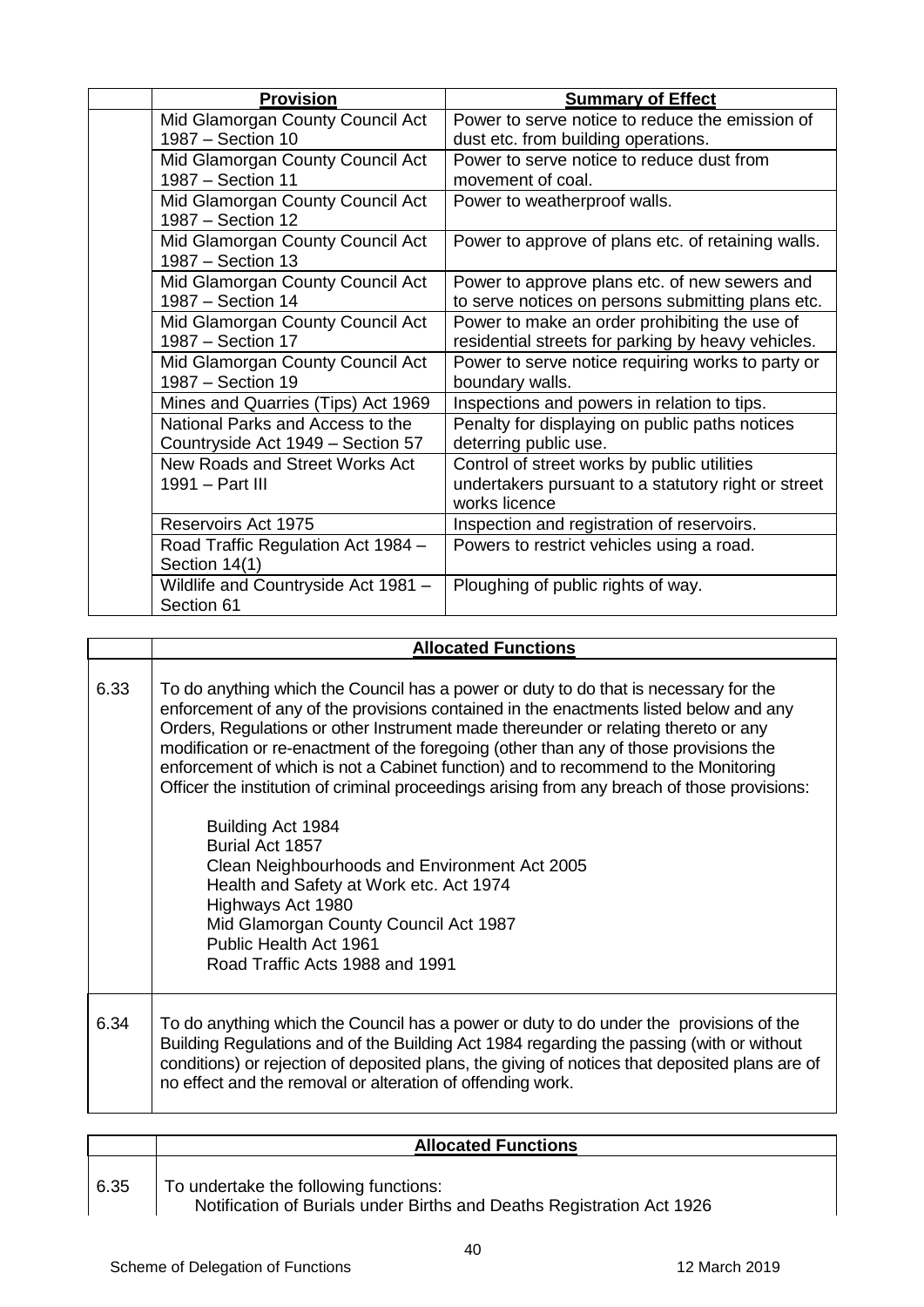| | Provision | Summary of Effect |
|---|---|---|
| | Mid Glamorgan County Council Act 1987 – Section 10 | Power to serve notice to reduce the emission of dust etc. from building operations. |
| | Mid Glamorgan County Council Act 1987 – Section 11 | Power to serve notice to reduce dust from movement of coal. |
| | Mid Glamorgan County Council Act 1987 – Section 12 | Power to weatherproof walls. |
| | Mid Glamorgan County Council Act 1987 – Section 13 | Power to approve of plans etc. of retaining walls. |
| | Mid Glamorgan County Council Act 1987 – Section 14 | Power to approve plans etc. of new sewers and to serve notices on persons submitting plans etc. |
| | Mid Glamorgan County Council Act 1987 – Section 17 | Power to make an order prohibiting the use of residential streets for parking by heavy vehicles. |
| | Mid Glamorgan County Council Act 1987 – Section 19 | Power to serve notice requiring works to party or boundary walls. |
| | Mines and Quarries (Tips) Act 1969 | Inspections and powers in relation to tips. |
| | National Parks and Access to the Countryside Act 1949 – Section 57 | Penalty for displaying on public paths notices deterring public use. |
| | New Roads and Street Works Act 1991 – Part III | Control of street works by public utilities undertakers pursuant to a statutory right or street works licence |
| | Reservoirs Act 1975 | Inspection and registration of reservoirs. |
| | Road Traffic Regulation Act 1984 – Section 14(1) | Powers to restrict vehicles using a road. |
| | Wildlife and Countryside Act 1981 – Section 61 | Ploughing of public rights of way. |

| | Allocated Functions |
|---|---|
| 6.33 | To do anything which the Council has a power or duty to do that is necessary for the enforcement of any of the provisions contained in the enactments listed below and any Orders, Regulations or other Instrument made thereunder or relating thereto or any modification or re-enactment of the foregoing (other than any of those provisions the enforcement of which is not a Cabinet function) and to recommend to the Monitoring Officer the institution of criminal proceedings arising from any breach of those provisions:<br><br>Building Act 1984<br>Burial Act 1857<br>Clean Neighbourhoods and Environment Act 2005<br>Health and Safety at Work etc. Act 1974<br>Highways Act 1980<br>Mid Glamorgan County Council Act 1987<br>Public Health Act 1961<br>Road Traffic Acts 1988 and 1991 |
| 6.34 | To do anything which the Council has a power or duty to do under the provisions of the Building Regulations and of the Building Act 1984 regarding the passing (with or without conditions) or rejection of deposited plans, the giving of notices that deposited plans are of no effect and the removal or alteration of offending work. |

| | Allocated Functions |
|---|---|
| 6.35 | To undertake the following functions:<br>Notification of Burials under Births and Deaths Registration Act 1926 |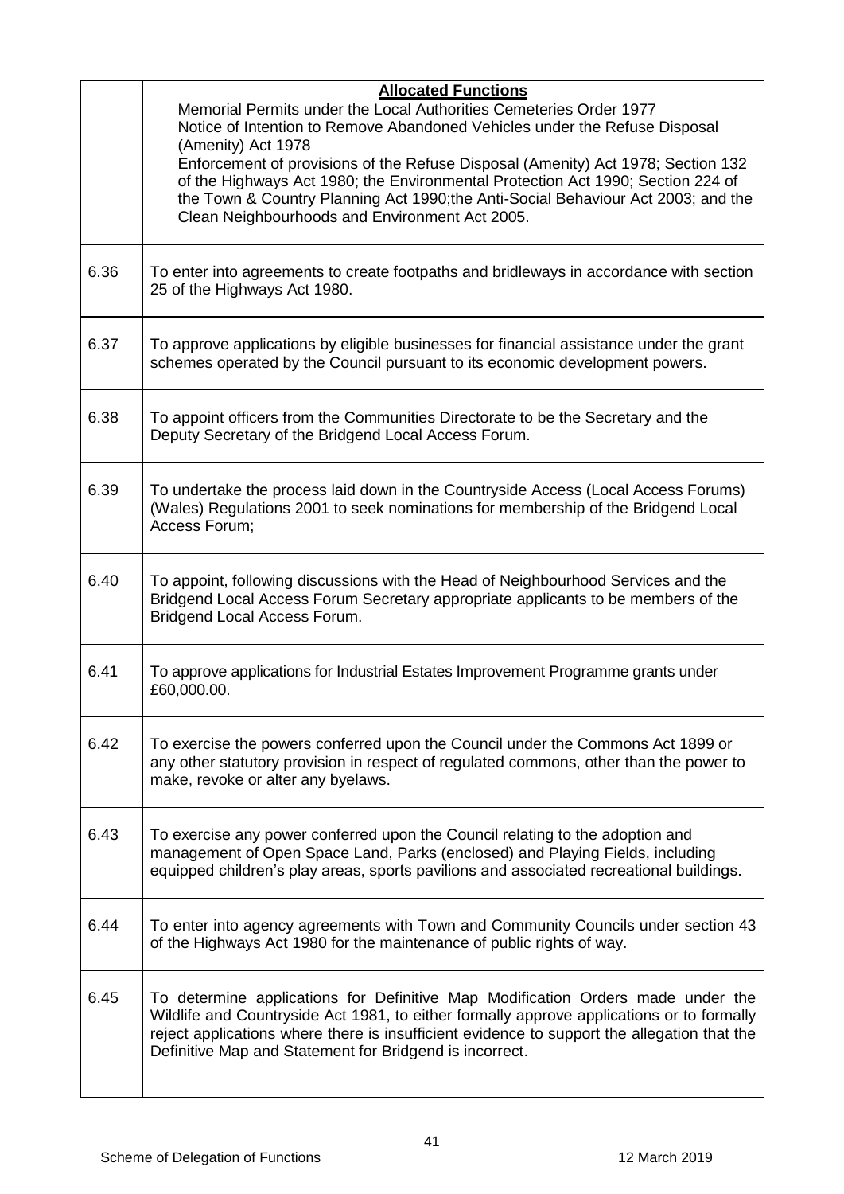| | **Allocated Functions** |
|---|---|
| | Memorial Permits under the Local Authorities Cemeteries Order 1977<br>Notice of Intention to Remove Abandoned Vehicles under the Refuse Disposal (Amenity) Act 1978<br>Enforcement of provisions of the Refuse Disposal (Amenity) Act 1978; Section 132 of the Highways Act 1980; the Environmental Protection Act 1990; Section 224 of the Town & Country Planning Act 1990;the Anti-Social Behaviour Act 2003; and the Clean Neighbourhoods and Environment Act 2005. |
| 6.36 | To enter into agreements to create footpaths and bridleways in accordance with section 25 of the Highways Act 1980. |
| 6.37 | To approve applications by eligible businesses for financial assistance under the grant schemes operated by the Council pursuant to its economic development powers. |
| 6.38 | To appoint officers from the Communities Directorate to be the Secretary and the Deputy Secretary of the Bridgend Local Access Forum. |
| 6.39 | To undertake the process laid down in the Countryside Access (Local Access Forums) (Wales) Regulations 2001 to seek nominations for membership of the Bridgend Local Access Forum; |
| 6.40 | To appoint, following discussions with the Head of Neighbourhood Services and the Bridgend Local Access Forum Secretary appropriate applicants to be members of the Bridgend Local Access Forum. |
| 6.41 | To approve applications for Industrial Estates Improvement Programme grants under £60,000.00. |
| 6.42 | To exercise the powers conferred upon the Council under the Commons Act 1899 or any other statutory provision in respect of regulated commons, other than the power to make, revoke or alter any byelaws. |
| 6.43 | To exercise any power conferred upon the Council relating to the adoption and management of Open Space Land, Parks (enclosed) and Playing Fields, including equipped children's play areas, sports pavilions and associated recreational buildings. |
| 6.44 | To enter into agency agreements with Town and Community Councils under section 43 of the Highways Act 1980 for the maintenance of public rights of way. |
| 6.45 | To determine applications for Definitive Map Modification Orders made under the Wildlife and Countryside Act 1981, to either formally approve applications or to formally reject applications where there is insufficient evidence to support the allegation that the Definitive Map and Statement for Bridgend is incorrect. |
| | |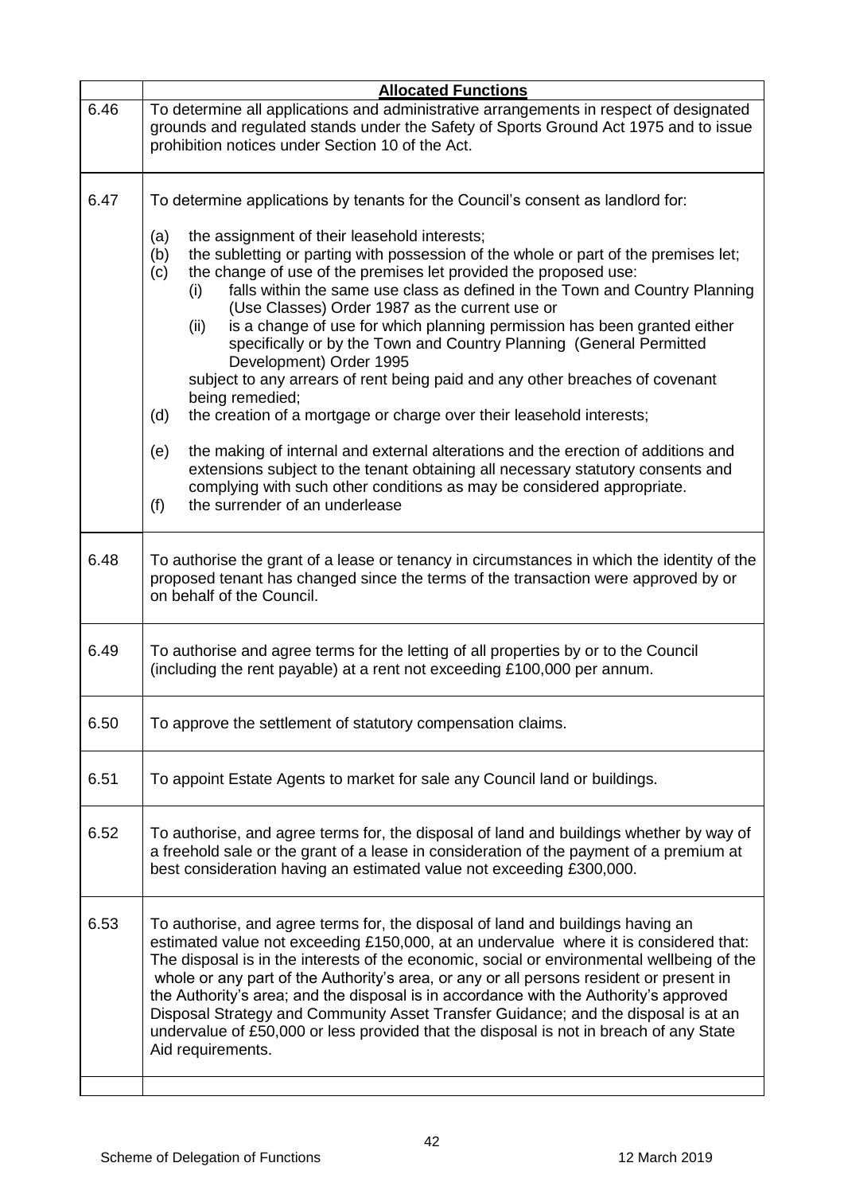| | **Allocated Functions** |
|---|---|
| 6.46 | To determine all applications and administrative arrangements in respect of designated grounds and regulated stands under the Safety of Sports Ground Act 1975 and to issue prohibition notices under Section 10 of the Act. |
| 6.47 | To determine applications by tenants for the Council's consent as landlord for:<br><br>(a) the assignment of their leasehold interests;<br>(b) the subletting or parting with possession of the whole or part of the premises let;<br>(c) the change of use of the premises let provided the proposed use:<br>(i) falls within the same use class as defined in the Town and Country Planning (Use Classes) Order 1987 as the current use or<br>(ii) is a change of use for which planning permission has been granted either specifically or by the Town and Country Planning (General Permitted Development) Order 1995<br>subject to any arrears of rent being paid and any other breaches of covenant being remedied;<br>(d) the creation of a mortgage or charge over their leasehold interests;<br><br>(e) the making of internal and external alterations and the erection of additions and extensions subject to the tenant obtaining all necessary statutory consents and complying with such other conditions as may be considered appropriate.<br>(f) the surrender of an underlease |
| 6.48 | To authorise the grant of a lease or tenancy in circumstances in which the identity of the proposed tenant has changed since the terms of the transaction were approved by or on behalf of the Council. |
| 6.49 | To authorise and agree terms for the letting of all properties by or to the Council (including the rent payable) at a rent not exceeding £100,000 per annum. |
| 6.50 | To approve the settlement of statutory compensation claims. |
| 6.51 | To appoint Estate Agents to market for sale any Council land or buildings. |
| 6.52 | To authorise, and agree terms for, the disposal of land and buildings whether by way of a freehold sale or the grant of a lease in consideration of the payment of a premium at best consideration having an estimated value not exceeding £300,000. |
| 6.53 | To authorise, and agree terms for, the disposal of land and buildings having an estimated value not exceeding £150,000, at an undervalue where it is considered that: The disposal is in the interests of the economic, social or environmental wellbeing of the whole or any part of the Authority's area, or any or all persons resident or present in the Authority's area; and the disposal is in accordance with the Authority's approved Disposal Strategy and Community Asset Transfer Guidance; and the disposal is at an undervalue of £50,000 or less provided that the disposal is not in breach of any State Aid requirements. |
| | |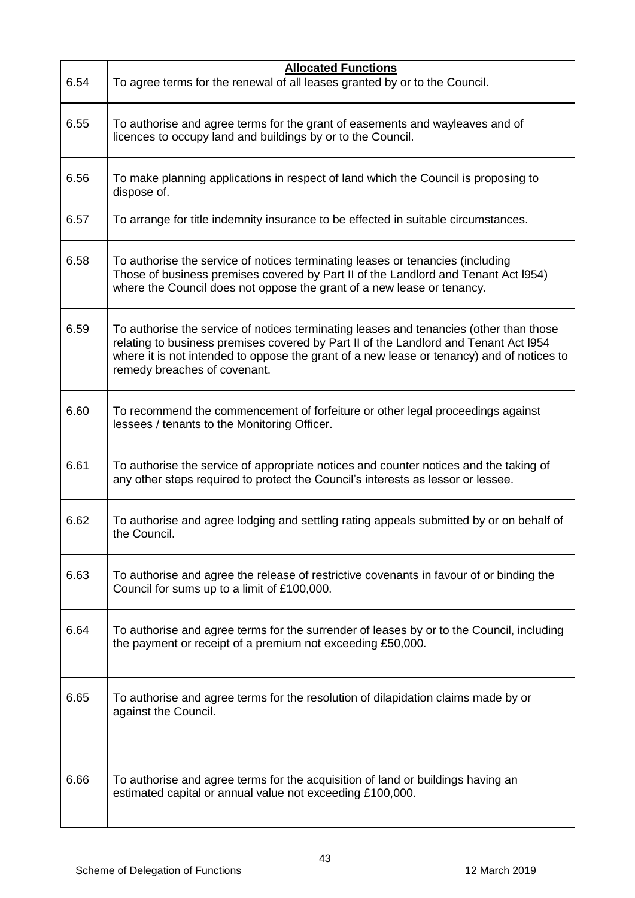| | **Allocated Functions** |
|---|---|
| 6.54 | To agree terms for the renewal of all leases granted by or to the Council. |
| 6.55 | To authorise and agree terms for the grant of easements and wayleaves and of licences to occupy land and buildings by or to the Council. |
| 6.56 | To make planning applications in respect of land which the Council is proposing to dispose of. |
| 6.57 | To arrange for title indemnity insurance to be effected in suitable circumstances. |
| 6.58 | To authorise the service of notices terminating leases or tenancies (including Those of business premises covered by Part II of the Landlord and Tenant Act l954) where the Council does not oppose the grant of a new lease or tenancy. |
| 6.59 | To authorise the service of notices terminating leases and tenancies (other than those relating to business premises covered by Part II of the Landlord and Tenant Act l954 where it is not intended to oppose the grant of a new lease or tenancy) and of notices to remedy breaches of covenant. |
| 6.60 | To recommend the commencement of forfeiture or other legal proceedings against lessees / tenants to the Monitoring Officer. |
| 6.61 | To authorise the service of appropriate notices and counter notices and the taking of any other steps required to protect the Council's interests as lessor or lessee. |
| 6.62 | To authorise and agree lodging and settling rating appeals submitted by or on behalf of the Council. |
| 6.63 | To authorise and agree the release of restrictive covenants in favour of or binding the Council for sums up to a limit of £100,000. |
| 6.64 | To authorise and agree terms for the surrender of leases by or to the Council, including the payment or receipt of a premium not exceeding £50,000. |
| 6.65 | To authorise and agree terms for the resolution of dilapidation claims made by or against the Council. |
| 6.66 | To authorise and agree terms for the acquisition of land or buildings having an estimated capital or annual value not exceeding £100,000. |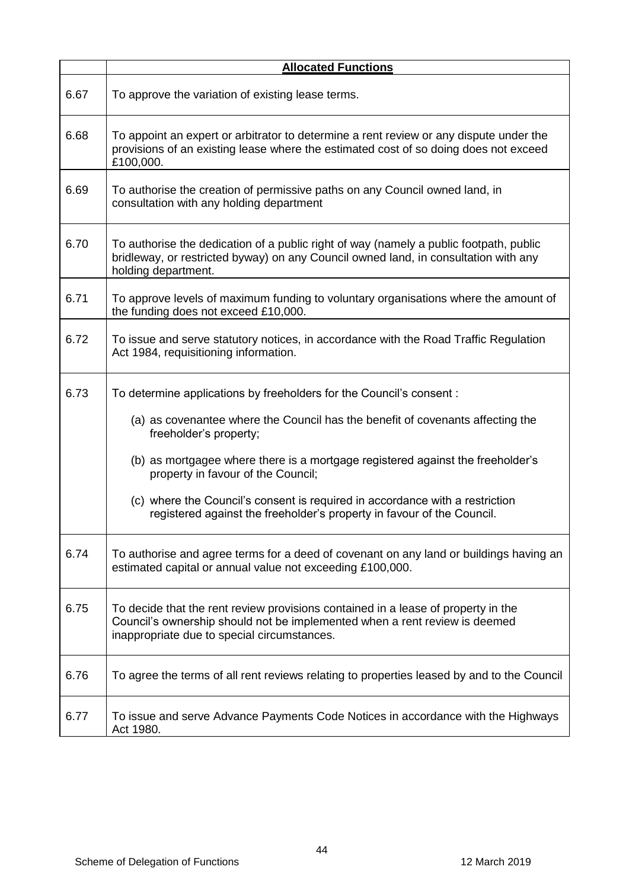| | **Allocated Functions** |
|---|---|
| 6.67 | To approve the variation of existing lease terms. |
| 6.68 | To appoint an expert or arbitrator to determine a rent review or any dispute under the provisions of an existing lease where the estimated cost of so doing does not exceed £100,000. |
| 6.69 | To authorise the creation of permissive paths on any Council owned land, in consultation with any holding department |
| 6.70 | To authorise the dedication of a public right of way (namely a public footpath, public bridleway, or restricted byway) on any Council owned land, in consultation with any holding department. |
| 6.71 | To approve levels of maximum funding to voluntary organisations where the amount of the funding does not exceed £10,000. |
| 6.72 | To issue and serve statutory notices, in accordance with the Road Traffic Regulation Act 1984, requisitioning information. |
| 6.73 | To determine applications by freeholders for the Council's consent :<br>(a) as covenantee where the Council has the benefit of covenants affecting the freeholder's property;<br>(b) as mortgagee where there is a mortgage registered against the freeholder's property in favour of the Council;<br>(c) where the Council's consent is required in accordance with a restriction registered against the freeholder's property in favour of the Council. |
| 6.74 | To authorise and agree terms for a deed of covenant on any land or buildings having an estimated capital or annual value not exceeding £100,000. |
| 6.75 | To decide that the rent review provisions contained in a lease of property in the Council's ownership should not be implemented when a rent review is deemed inappropriate due to special circumstances. |
| 6.76 | To agree the terms of all rent reviews relating to properties leased by and to the Council |
| 6.77 | To issue and serve Advance Payments Code Notices in accordance with the Highways Act 1980. |